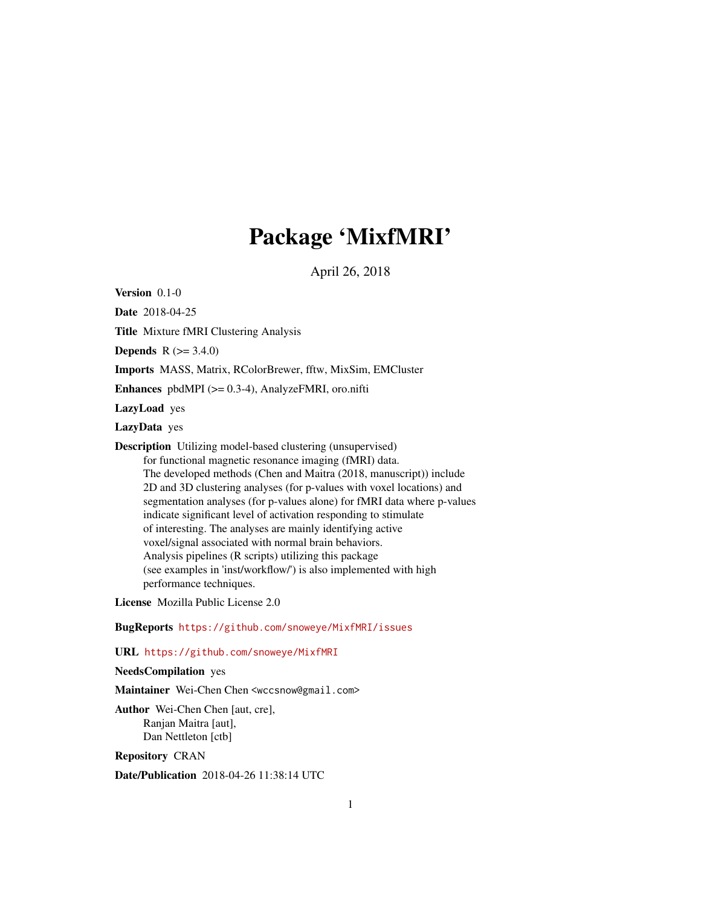# Package 'MixfMRI'

April 26, 2018

**Version** 0.1-0

**Date** 2018-04-25

**Title** Mixture fMRI Clustering Analysis

**Depends** R (>= 3.4.0)

**Imports** MASS, Matrix, RColorBrewer, fftw, MixSim, EMCluster

**Enhances** pbdMPI (>= 0.3-4), AnalyzeFMRI, oro.nifti

**LazyLoad** yes

**LazyData** yes

**Description** Utilizing model-based clustering (unsupervised) for functional magnetic resonance imaging (fMRI) data. The developed methods (Chen and Maitra (2018, manuscript)) include 2D and 3D clustering analyses (for p-values with voxel locations) and segmentation analyses (for p-values alone) for fMRI data where p-values indicate significant level of activation responding to stimulate of interesting. The analyses are mainly identifying active voxel/signal associated with normal brain behaviors. Analysis pipelines (R scripts) utilizing this package (see examples in 'inst/workflow/') is also implemented with high performance techniques.

**License** Mozilla Public License 2.0

**BugReports** https://github.com/snoweye/MixfMRI/issues

**URL** https://github.com/snoweye/MixfMRI

**NeedsCompilation** yes

**Maintainer** Wei-Chen Chen <wccsnow@gmail.com>

**Author** Wei-Chen Chen [aut, cre],
Ranjan Maitra [aut],
Dan Nettleton [ctb]

**Repository** CRAN

**Date/Publication** 2018-04-26 11:38:14 UTC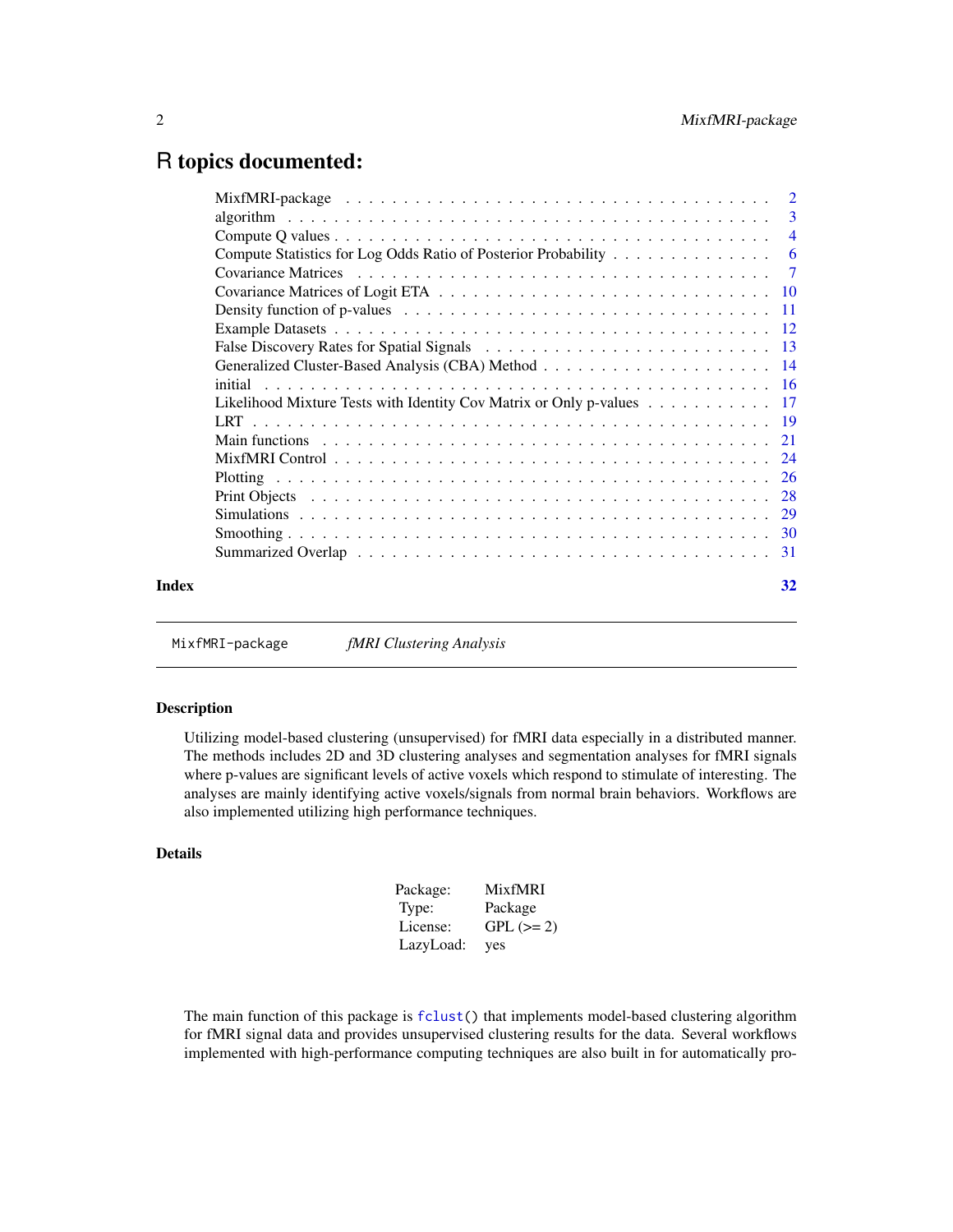# R topics documented:

| | |
|---|---|
| MixfMRI-package | 2 |
| algorithm | 3 |
| Compute Q values | 4 |
| Compute Statistics for Log Odds Ratio of Posterior Probability | 6 |
| Covariance Matrices | 7 |
| Covariance Matrices of Logit ETA | 10 |
| Density function of p-values | 11 |
| Example Datasets | 12 |
| False Discovery Rates for Spatial Signals | 13 |
| Generalized Cluster-Based Analysis (CBA) Method | 14 |
| initial | 16 |
| Likelihood Mixture Tests with Identity Cov Matrix or Only p-values | 17 |
| LRT | 19 |
| Main functions | 21 |
| MixfMRI Control | 24 |
| Plotting | 26 |
| Print Objects | 28 |
| Simulations | 29 |
| Smoothing | 30 |
| Summarized Overlap | 31 |

**Index** **32**

---

`MixfMRI-package` *fMRI Clustering Analysis*

---

### Description

Utilizing model-based clustering (unsupervised) for fMRI data especially in a distributed manner. The methods includes 2D and 3D clustering analyses and segmentation analyses for fMRI signals where p-values are significant levels of active voxels which respond to stimulate of interesting. The analyses are mainly identifying active voxels/signals from normal brain behaviors. Workflows are also implemented utilizing high performance techniques.

### Details

| | |
|---|---|
| Package: | MixfMRI |
| Type: | Package |
| License: | GPL (>= 2) |
| LazyLoad: | yes |

The main function of this package is `fclust()` that implements model-based clustering algorithm for fMRI signal data and provides unsupervised clustering results for the data. Several workflows implemented with high-performance computing techniques are also built in for automatically pro-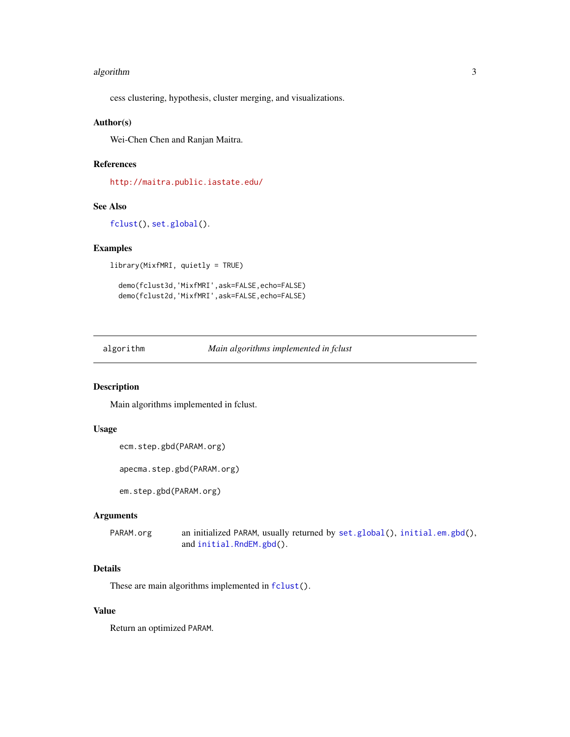cess clustering, hypothesis, cluster merging, and visualizations.

### Author(s)

Wei-Chen Chen and Ranjan Maitra.

### References

http://maitra.public.iastate.edu/

### See Also

fclust(), set.global().

### Examples

```
library(MixfMRI, quietly = TRUE)

  demo(fclust3d,'MixfMRI',ask=FALSE,echo=FALSE)
  demo(fclust2d,'MixfMRI',ask=FALSE,echo=FALSE)
```

---

## algorithm — *Main algorithms implemented in fclust*

### Description

Main algorithms implemented in fclust.

### Usage

```
ecm.step.gbd(PARAM.org)

apecma.step.gbd(PARAM.org)

em.step.gbd(PARAM.org)
```

### Arguments

| | |
|---|---|
| PARAM.org | an initialized PARAM, usually returned by set.global(), initial.em.gbd(), and initial.RndEM.gbd(). |

### Details

These are main algorithms implemented in fclust().

### Value

Return an optimized PARAM.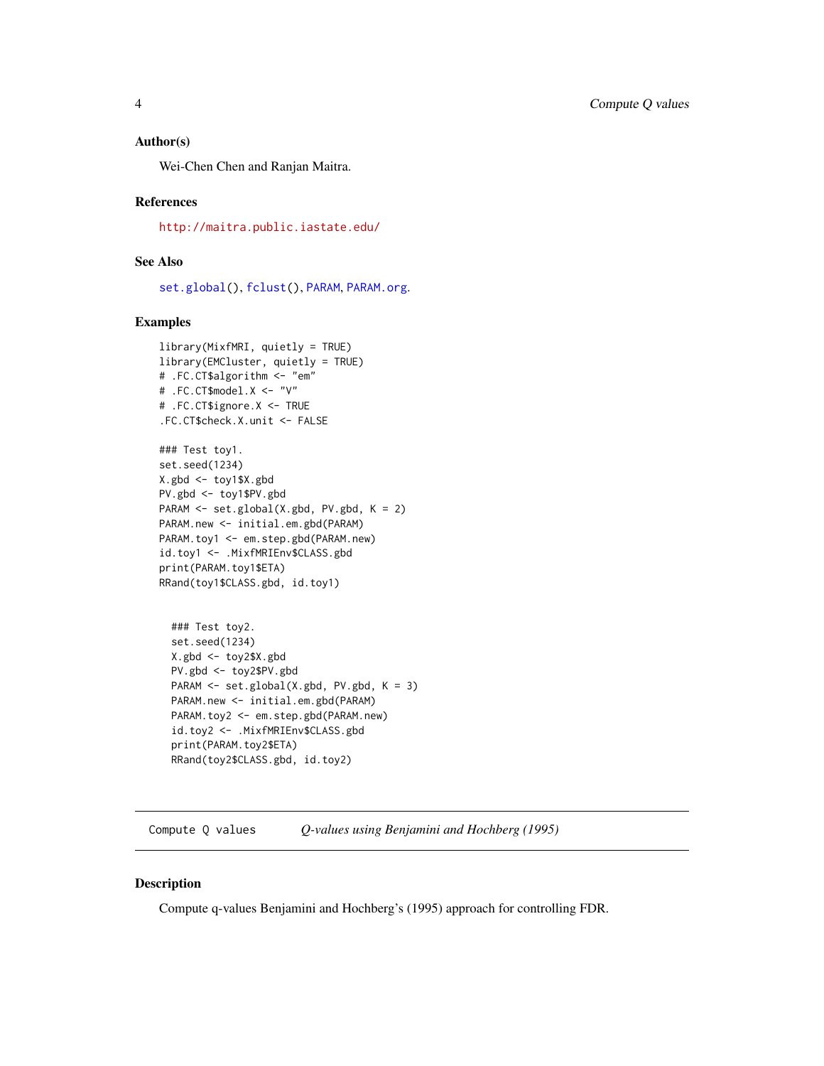### Author(s)

Wei-Chen Chen and Ranjan Maitra.

### References

http://maitra.public.iastate.edu/

### See Also

set.global(), fclust(), PARAM, PARAM.org.

### Examples

```
library(MixfMRI, quietly = TRUE)
library(EMCluster, quietly = TRUE)
# .FC.CT$algorithm <- "em"
# .FC.CT$model.X <- "V"
# .FC.CT$ignore.X <- TRUE
.FC.CT$check.X.unit <- FALSE

### Test toy1.
set.seed(1234)
X.gbd <- toy1$X.gbd
PV.gbd <- toy1$PV.gbd
PARAM <- set.global(X.gbd, PV.gbd, K = 2)
PARAM.new <- initial.em.gbd(PARAM)
PARAM.toy1 <- em.step.gbd(PARAM.new)
id.toy1 <- .MixfMRIEnv$CLASS.gbd
print(PARAM.toy1$ETA)
RRand(toy1$CLASS.gbd, id.toy1)


  ### Test toy2.
  set.seed(1234)
  X.gbd <- toy2$X.gbd
  PV.gbd <- toy2$PV.gbd
  PARAM <- set.global(X.gbd, PV.gbd, K = 3)
  PARAM.new <- initial.em.gbd(PARAM)
  PARAM.toy2 <- em.step.gbd(PARAM.new)
  id.toy2 <- .MixfMRIEnv$CLASS.gbd
  print(PARAM.toy2$ETA)
  RRand(toy2$CLASS.gbd, id.toy2)
```

---

## Compute Q values — *Q-values using Benjamini and Hochberg (1995)*

---

### Description

Compute q-values Benjamini and Hochberg's (1995) approach for controlling FDR.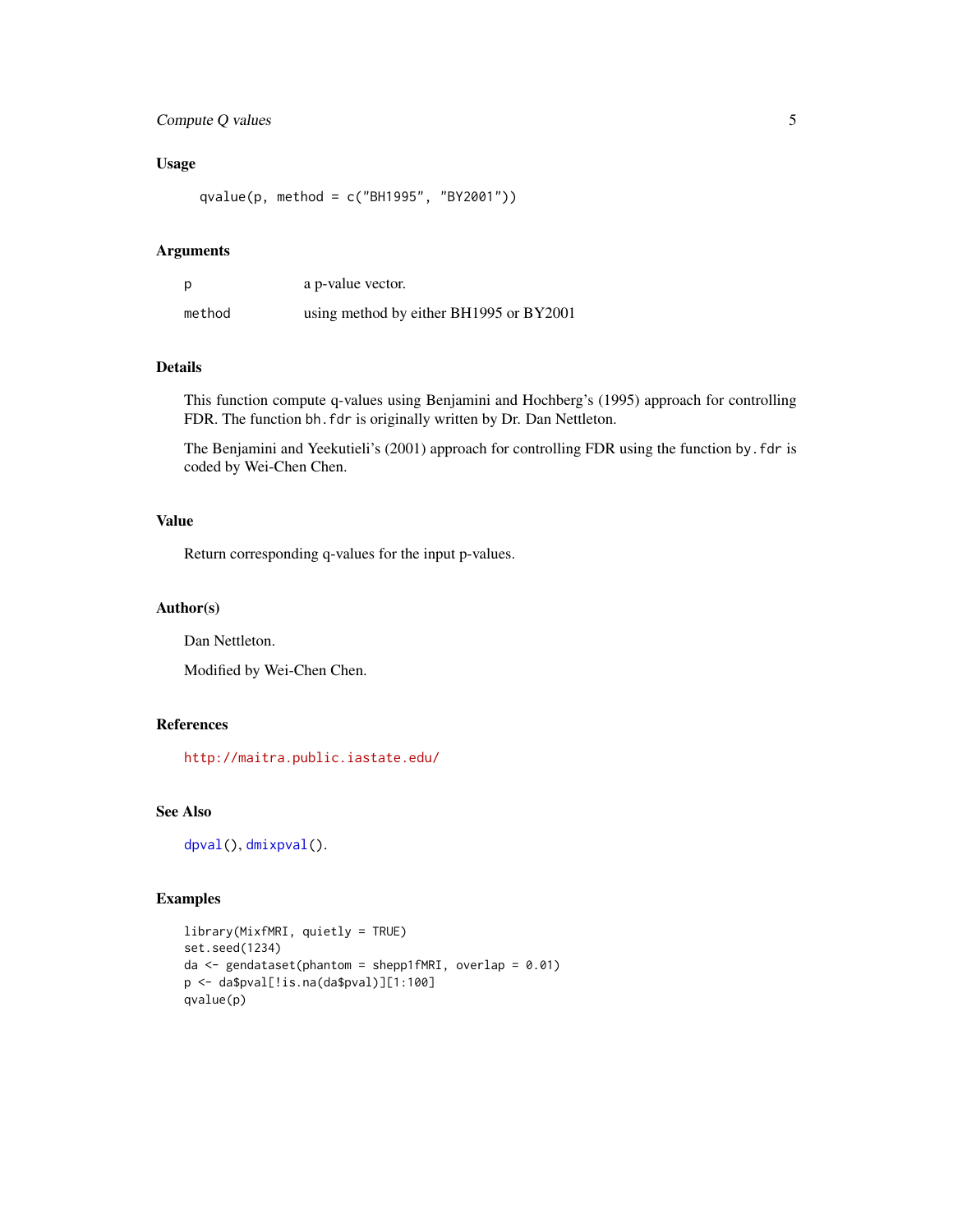### Usage

```
qvalue(p, method = c("BH1995", "BY2001"))
```

### Arguments

| | |
|---|---|
| p | a p-value vector. |
| method | using method by either BH1995 or BY2001 |

### Details

This function compute q-values using Benjamini and Hochberg's (1995) approach for controlling FDR. The function `bh.fdr` is originally written by Dr. Dan Nettleton.

The Benjamini and Yeekutieli's (2001) approach for controlling FDR using the function `by.fdr` is coded by Wei-Chen Chen.

### Value

Return corresponding q-values for the input p-values.

### Author(s)

Dan Nettleton.

Modified by Wei-Chen Chen.

### References

http://maitra.public.iastate.edu/

### See Also

`dpval()`, `dmixpval()`.

### Examples

```
library(MixfMRI, quietly = TRUE)
set.seed(1234)
da <- gendataset(phantom = shepp1fMRI, overlap = 0.01)
p <- da$pval[!is.na(da$pval)][1:100]
qvalue(p)
```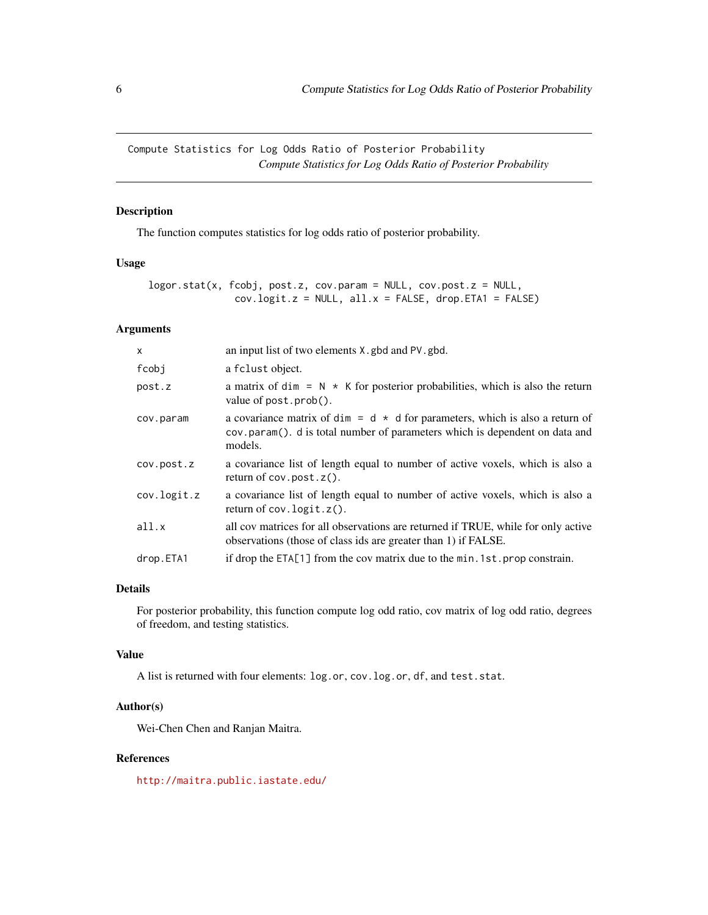Compute Statistics for Log Odds Ratio of Posterior Probability
*Compute Statistics for Log Odds Ratio of Posterior Probability*

## Description

The function computes statistics for log odds ratio of posterior probability.

## Usage

```
logor.stat(x, fcobj, post.z, cov.param = NULL, cov.post.z = NULL,
           cov.logit.z = NULL, all.x = FALSE, drop.ETA1 = FALSE)
```

## Arguments

| | |
|---|---|
| `x` | an input list of two elements `X.gbd` and `PV.gbd`. |
| `fcobj` | a `fclust` object. |
| `post.z` | a matrix of `dim = N * K` for posterior probabilities, which is also the return value of `post.prob()`. |
| `cov.param` | a covariance matrix of `dim = d * d` for parameters, which is also a return of `cov.param()`. `d` is total number of parameters which is dependent on data and models. |
| `cov.post.z` | a covariance list of length equal to number of active voxels, which is also a return of `cov.post.z()`. |
| `cov.logit.z` | a covariance list of length equal to number of active voxels, which is also a return of `cov.logit.z()`. |
| `all.x` | all cov matrices for all observations are returned if TRUE, while for only active observations (those of class ids are greater than 1) if FALSE. |
| `drop.ETA1` | if drop the `ETA[1]` from the cov matrix due to the `min.1st.prop` constrain. |

## Details

For posterior probability, this function compute log odd ratio, cov matrix of log odd ratio, degrees of freedom, and testing statistics.

## Value

A list is returned with four elements: `log.or`, `cov.log.or`, `df`, and `test.stat`.

## Author(s)

Wei-Chen Chen and Ranjan Maitra.

## References

http://maitra.public.iastate.edu/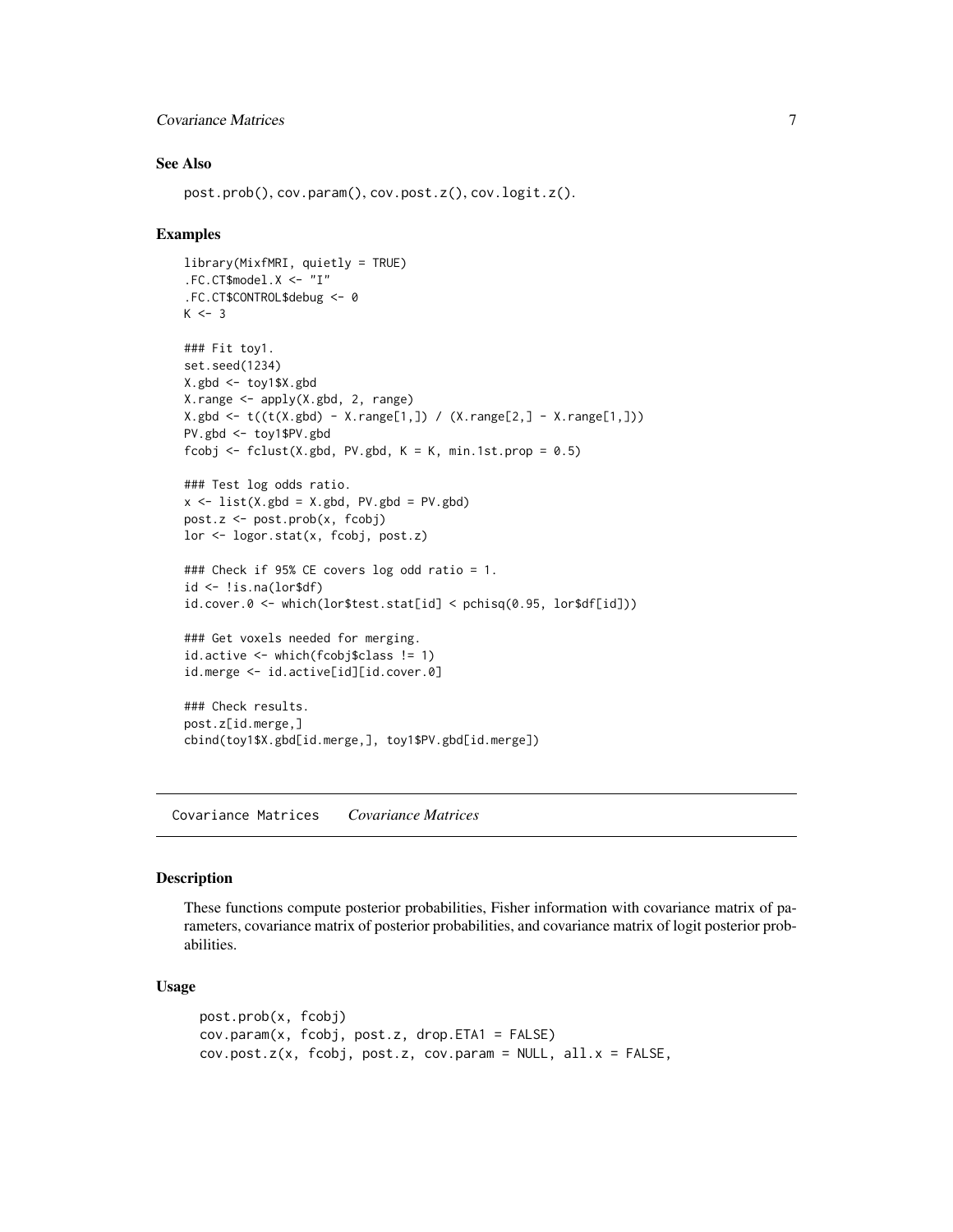## See Also

post.prob(), cov.param(), cov.post.z(), cov.logit.z().

## Examples

```
library(MixfMRI, quietly = TRUE)
.FC.CT$model.X <- "I"
.FC.CT$CONTROL$debug <- 0
K <- 3

### Fit toy1.
set.seed(1234)
X.gbd <- toy1$X.gbd
X.range <- apply(X.gbd, 2, range)
X.gbd <- t((t(X.gbd) - X.range[1,]) / (X.range[2,] - X.range[1,]))
PV.gbd <- toy1$PV.gbd
fcobj <- fclust(X.gbd, PV.gbd, K = K, min.1st.prop = 0.5)

### Test log odds ratio.
x <- list(X.gbd = X.gbd, PV.gbd = PV.gbd)
post.z <- post.prob(x, fcobj)
lor <- logor.stat(x, fcobj, post.z)

### Check if 95% CE covers log odd ratio = 1.
id <- !is.na(lor$df)
id.cover.0 <- which(lor$test.stat[id] < pchisq(0.95, lor$df[id]))

### Get voxels needed for merging.
id.active <- which(fcobj$class != 1)
id.merge <- id.active[id][id.cover.0]

### Check results.
post.z[id.merge,]
cbind(toy1$X.gbd[id.merge,], toy1$PV.gbd[id.merge])
```

---

# Covariance Matrices    *Covariance Matrices*

## Description

These functions compute posterior probabilities, Fisher information with covariance matrix of parameters, covariance matrix of posterior probabilities, and covariance matrix of logit posterior probabilities.

## Usage

```
post.prob(x, fcobj)
cov.param(x, fcobj, post.z, drop.ETA1 = FALSE)
cov.post.z(x, fcobj, post.z, cov.param = NULL, all.x = FALSE,
```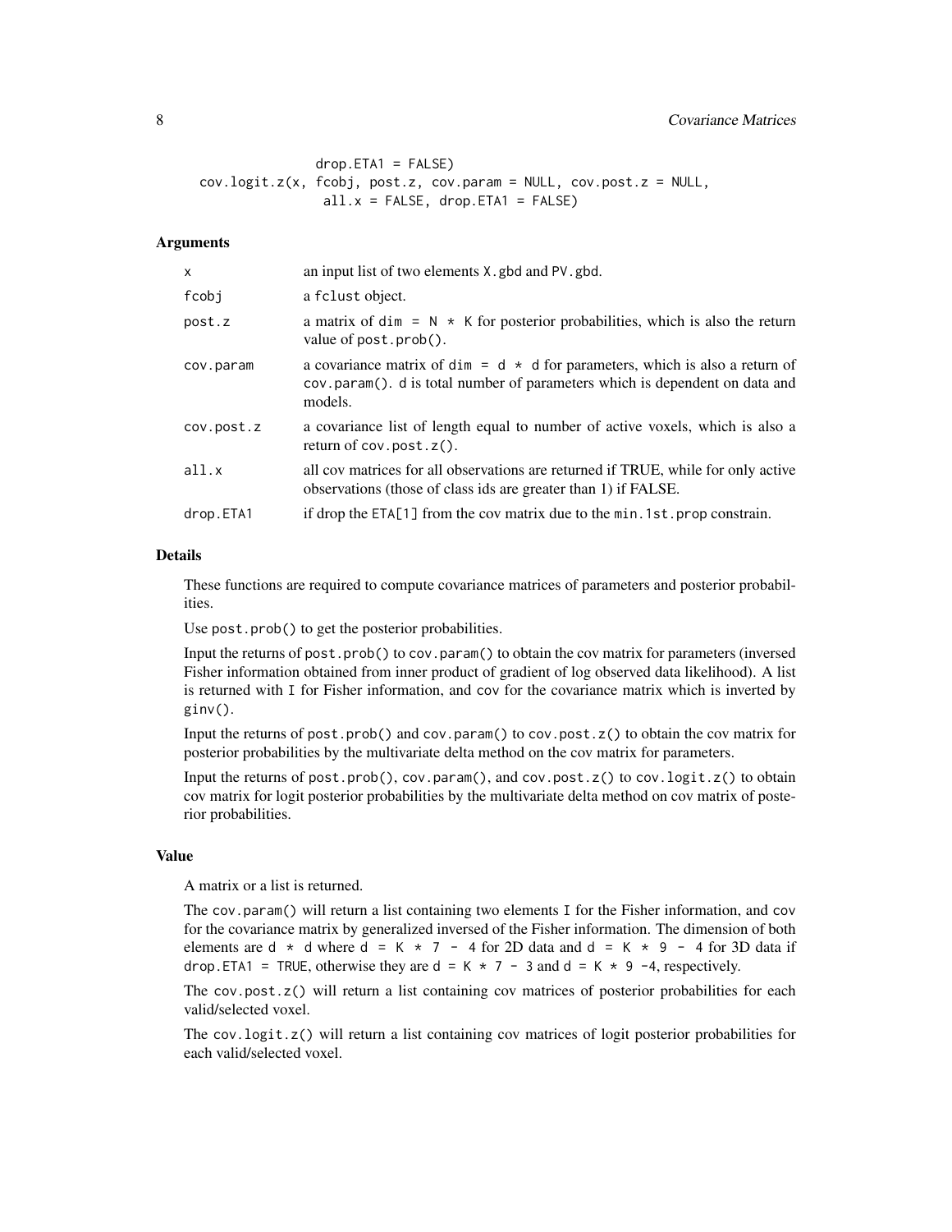```
                drop.ETA1 = FALSE)
cov.logit.z(x, fcobj, post.z, cov.param = NULL, cov.post.z = NULL,
                all.x = FALSE, drop.ETA1 = FALSE)
```

### Arguments

| | |
|---|---|
| `x` | an input list of two elements `X.gbd` and `PV.gbd`. |
| `fcobj` | a `fclust` object. |
| `post.z` | a matrix of `dim = N * K` for posterior probabilities, which is also the return value of `post.prob()`. |
| `cov.param` | a covariance matrix of `dim = d * d` for parameters, which is also a return of `cov.param()`. `d` is total number of parameters which is dependent on data and models. |
| `cov.post.z` | a covariance list of length equal to number of active voxels, which is also a return of `cov.post.z()`. |
| `all.x` | all cov matrices for all observations are returned if TRUE, while for only active observations (those of class ids are greater than 1) if FALSE. |
| `drop.ETA1` | if drop the `ETA[1]` from the cov matrix due to the `min.1st.prop` constrain. |

### Details

These functions are required to compute covariance matrices of parameters and posterior probabilities.

Use `post.prob()` to get the posterior probabilities.

Input the returns of `post.prob()` to `cov.param()` to obtain the cov matrix for parameters (inversed Fisher information obtained from inner product of gradient of log observed data likelihood). A list is returned with `I` for Fisher information, and `cov` for the covariance matrix which is inverted by `ginv()`.

Input the returns of `post.prob()` and `cov.param()` to `cov.post.z()` to obtain the cov matrix for posterior probabilities by the multivariate delta method on the cov matrix for parameters.

Input the returns of `post.prob()`, `cov.param()`, and `cov.post.z()` to `cov.logit.z()` to obtain cov matrix for logit posterior probabilities by the multivariate delta method on cov matrix of posterior probabilities.

### Value

A matrix or a list is returned.

The `cov.param()` will return a list containing two elements `I` for the Fisher information, and `cov` for the covariance matrix by generalized inversed of the Fisher information. The dimension of both elements are `d * d` where `d = K * 7 - 4` for 2D data and `d = K * 9 - 4` for 3D data if `drop.ETA1 = TRUE`, otherwise they are `d = K * 7 - 3` and `d = K * 9 -4`, respectively.

The `cov.post.z()` will return a list containing cov matrices of posterior probabilities for each valid/selected voxel.

The `cov.logit.z()` will return a list containing cov matrices of logit posterior probabilities for each valid/selected voxel.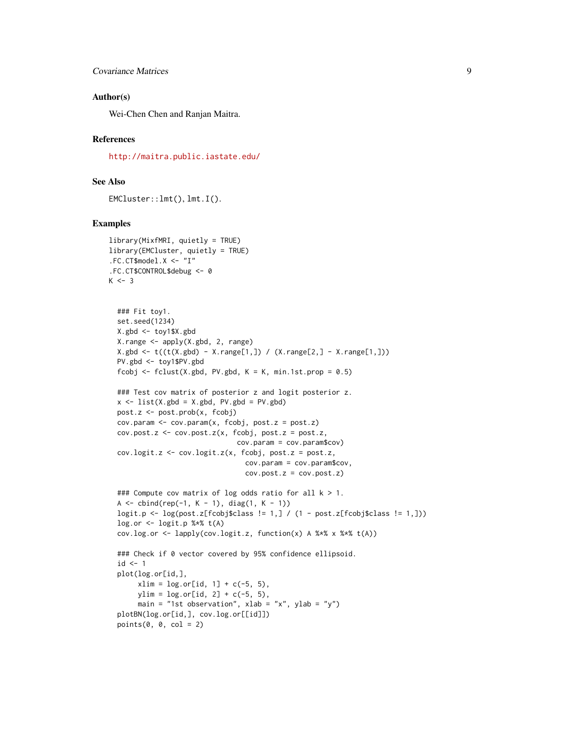## Author(s)

Wei-Chen Chen and Ranjan Maitra.

## References

http://maitra.public.iastate.edu/

## See Also

EMCluster::lmt(), lmt.I().

## Examples

```
library(MixfMRI, quietly = TRUE)
library(EMCluster, quietly = TRUE)
.FC.CT$model.X <- "I"
.FC.CT$CONTROL$debug <- 0
K <- 3


  ### Fit toy1.
  set.seed(1234)
  X.gbd <- toy1$X.gbd
  X.range <- apply(X.gbd, 2, range)
  X.gbd <- t((t(X.gbd) - X.range[1,]) / (X.range[2,] - X.range[1,]))
  PV.gbd <- toy1$PV.gbd
  fcobj <- fclust(X.gbd, PV.gbd, K = K, min.1st.prop = 0.5)

  ### Test cov matrix of posterior z and logit posterior z.
  x <- list(X.gbd = X.gbd, PV.gbd = PV.gbd)
  post.z <- post.prob(x, fcobj)
  cov.param <- cov.param(x, fcobj, post.z = post.z)
  cov.post.z <- cov.post.z(x, fcobj, post.z = post.z,
                           cov.param = cov.param$cov)
  cov.logit.z <- cov.logit.z(x, fcobj, post.z = post.z,
                             cov.param = cov.param$cov,
                             cov.post.z = cov.post.z)

  ### Compute cov matrix of log odds ratio for all k > 1.
  A <- cbind(rep(-1, K - 1), diag(1, K - 1))
  logit.p <- log(post.z[fcobj$class != 1,] / (1 - post.z[fcobj$class != 1,]))
  log.or <- logit.p %*% t(A)
  cov.log.or <- lapply(cov.logit.z, function(x) A %*% x %*% t(A))

  ### Check if 0 vector covered by 95% confidence ellipsoid.
  id <- 1
  plot(log.or[id,],
       xlim = log.or[id, 1] + c(-5, 5),
       ylim = log.or[id, 2] + c(-5, 5),
       main = "1st observation", xlab = "x", ylab = "y")
  plotBN(log.or[id,], cov.log.or[[id]])
  points(0, 0, col = 2)
```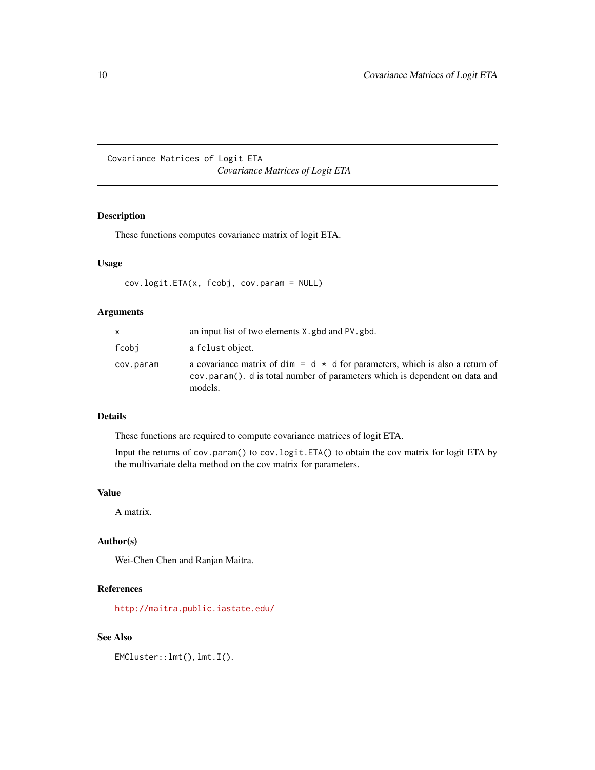# Covariance Matrices of Logit ETA

*Covariance Matrices of Logit ETA*

## Description

These functions computes covariance matrix of logit ETA.

## Usage

```
cov.logit.ETA(x, fcobj, cov.param = NULL)
```

## Arguments

| | |
|---|---|
| x | an input list of two elements `X.gbd` and `PV.gbd`. |
| fcobj | a `fclust` object. |
| cov.param | a covariance matrix of `dim = d * d` for parameters, which is also a return of `cov.param()`. `d` is total number of parameters which is dependent on data and models. |

## Details

These functions are required to compute covariance matrices of logit ETA.

Input the returns of `cov.param()` to `cov.logit.ETA()` to obtain the cov matrix for logit ETA by the multivariate delta method on the cov matrix for parameters.

## Value

A matrix.

## Author(s)

Wei-Chen Chen and Ranjan Maitra.

## References

http://maitra.public.iastate.edu/

## See Also

`EMCluster::lmt()`, `lmt.I()`.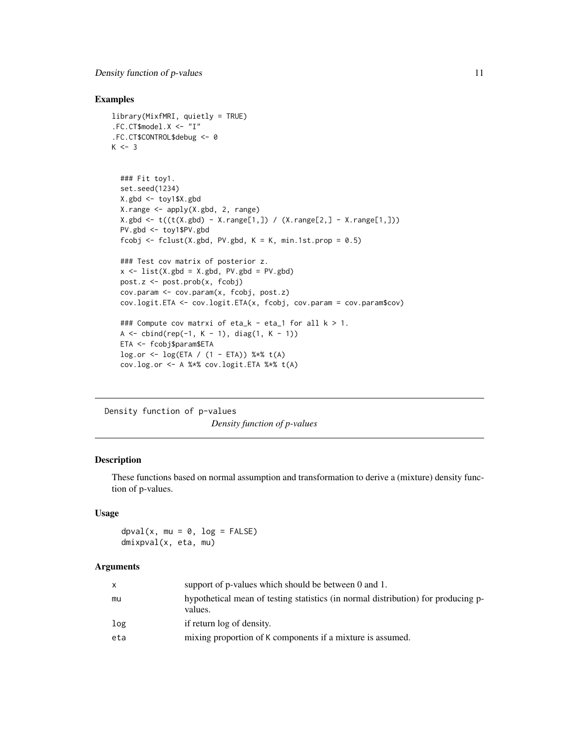## Examples

```
library(MixfMRI, quietly = TRUE)
.FC.CT$model.X <- "I"
.FC.CT$CONTROL$debug <- 0
K <- 3


  ### Fit toy1.
  set.seed(1234)
  X.gbd <- toy1$X.gbd
  X.range <- apply(X.gbd, 2, range)
  X.gbd <- t((t(X.gbd) - X.range[1,]) / (X.range[2,] - X.range[1,]))
  PV.gbd <- toy1$PV.gbd
  fcobj <- fclust(X.gbd, PV.gbd, K = K, min.1st.prop = 0.5)

  ### Test cov matrix of posterior z.
  x <- list(X.gbd = X.gbd, PV.gbd = PV.gbd)
  post.z <- post.prob(x, fcobj)
  cov.param <- cov.param(x, fcobj, post.z)
  cov.logit.ETA <- cov.logit.ETA(x, fcobj, cov.param = cov.param$cov)

  ### Compute cov matrxi of eta_k - eta_1 for all k > 1.
  A <- cbind(rep(-1, K - 1), diag(1, K - 1))
  ETA <- fcobj$param$ETA
  log.or <- log(ETA / (1 - ETA)) %*% t(A)
  cov.log.or <- A %*% cov.logit.ETA %*% t(A)
```

---

Density function of p-values *Density function of p-values*

---

## Description

These functions based on normal assumption and transformation to derive a (mixture) density function of p-values.

## Usage

```
dpval(x, mu = 0, log = FALSE)
dmixpval(x, eta, mu)
```

## Arguments

| | |
|---|---|
| x | support of p-values which should be between 0 and 1. |
| mu | hypothetical mean of testing statistics (in normal distribution) for producing p-values. |
| log | if return log of density. |
| eta | mixing proportion of K components if a mixture is assumed. |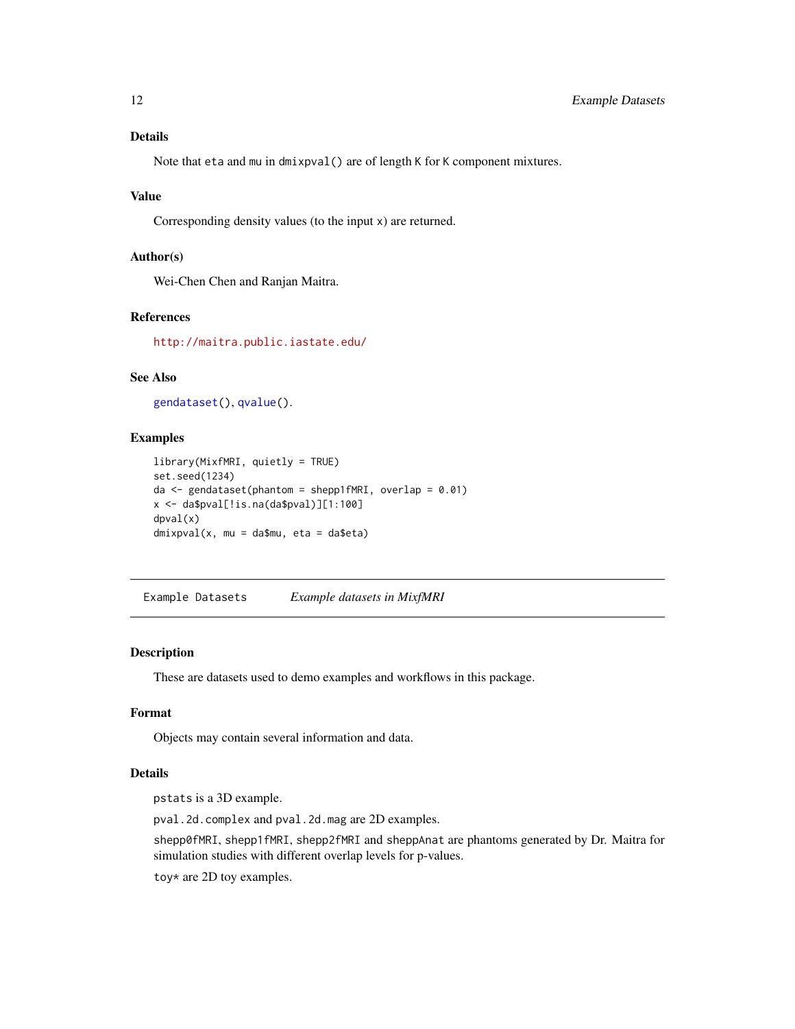### Details

Note that `eta` and `mu` in `dmixpval()` are of length `K` for `K` component mixtures.

### Value

Corresponding density values (to the input `x`) are returned.

### Author(s)

Wei-Chen Chen and Ranjan Maitra.

### References

http://maitra.public.iastate.edu/

### See Also

`gendataset()`, `qvalue()`.

### Examples

```
library(MixfMRI, quietly = TRUE)
set.seed(1234)
da <- gendataset(phantom = shepp1fMRI, overlap = 0.01)
x <- da$pval[!is.na(da$pval)][1:100]
dpval(x)
dmixpval(x, mu = da$mu, eta = da$eta)
```

---

## Example Datasets &nbsp;&nbsp;&nbsp; *Example datasets in MixfMRI*

### Description

These are datasets used to demo examples and workflows in this package.

### Format

Objects may contain several information and data.

### Details

`pstats` is a 3D example.

`pval.2d.complex` and `pval.2d.mag` are 2D examples.

`shepp0fMRI`, `shepp1fMRI`, `shepp2fMRI` and `sheppAnat` are phantoms generated by Dr. Maitra for simulation studies with different overlap levels for p-values.

`toy*` are 2D toy examples.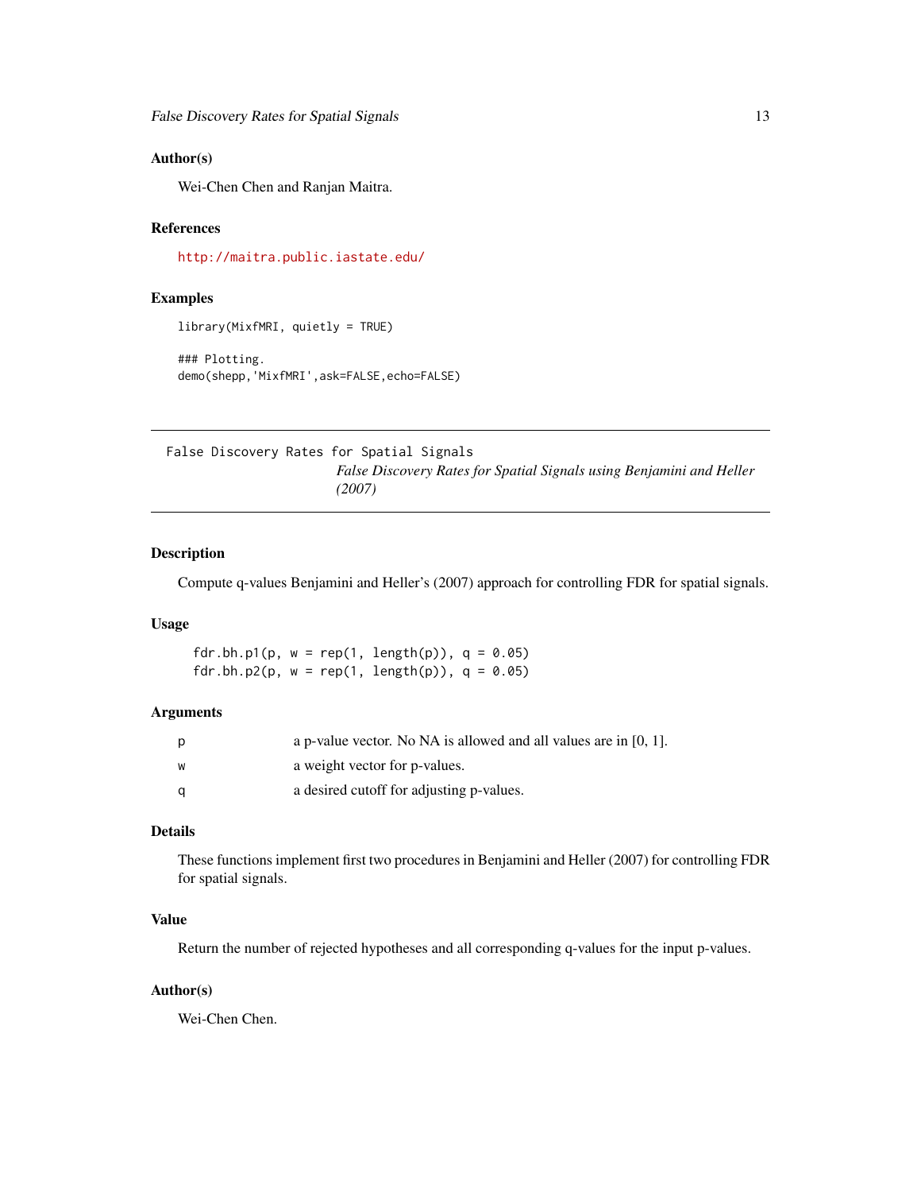### Author(s)

Wei-Chen Chen and Ranjan Maitra.

### References

http://maitra.public.iastate.edu/

### Examples

```
library(MixfMRI, quietly = TRUE)

### Plotting.
demo(shepp,'MixfMRI',ask=FALSE,echo=FALSE)
```

---

## False Discovery Rates for Spatial Signals

*False Discovery Rates for Spatial Signals using Benjamini and Heller (2007)*

---

### Description

Compute q-values Benjamini and Heller's (2007) approach for controlling FDR for spatial signals.

### Usage

```
fdr.bh.p1(p, w = rep(1, length(p)), q = 0.05)
fdr.bh.p2(p, w = rep(1, length(p)), q = 0.05)
```

### Arguments

| | |
|---|---|
| p | a p-value vector. No NA is allowed and all values are in [0, 1]. |
| w | a weight vector for p-values. |
| q | a desired cutoff for adjusting p-values. |

### Details

These functions implement first two procedures in Benjamini and Heller (2007) for controlling FDR for spatial signals.

### Value

Return the number of rejected hypotheses and all corresponding q-values for the input p-values.

### Author(s)

Wei-Chen Chen.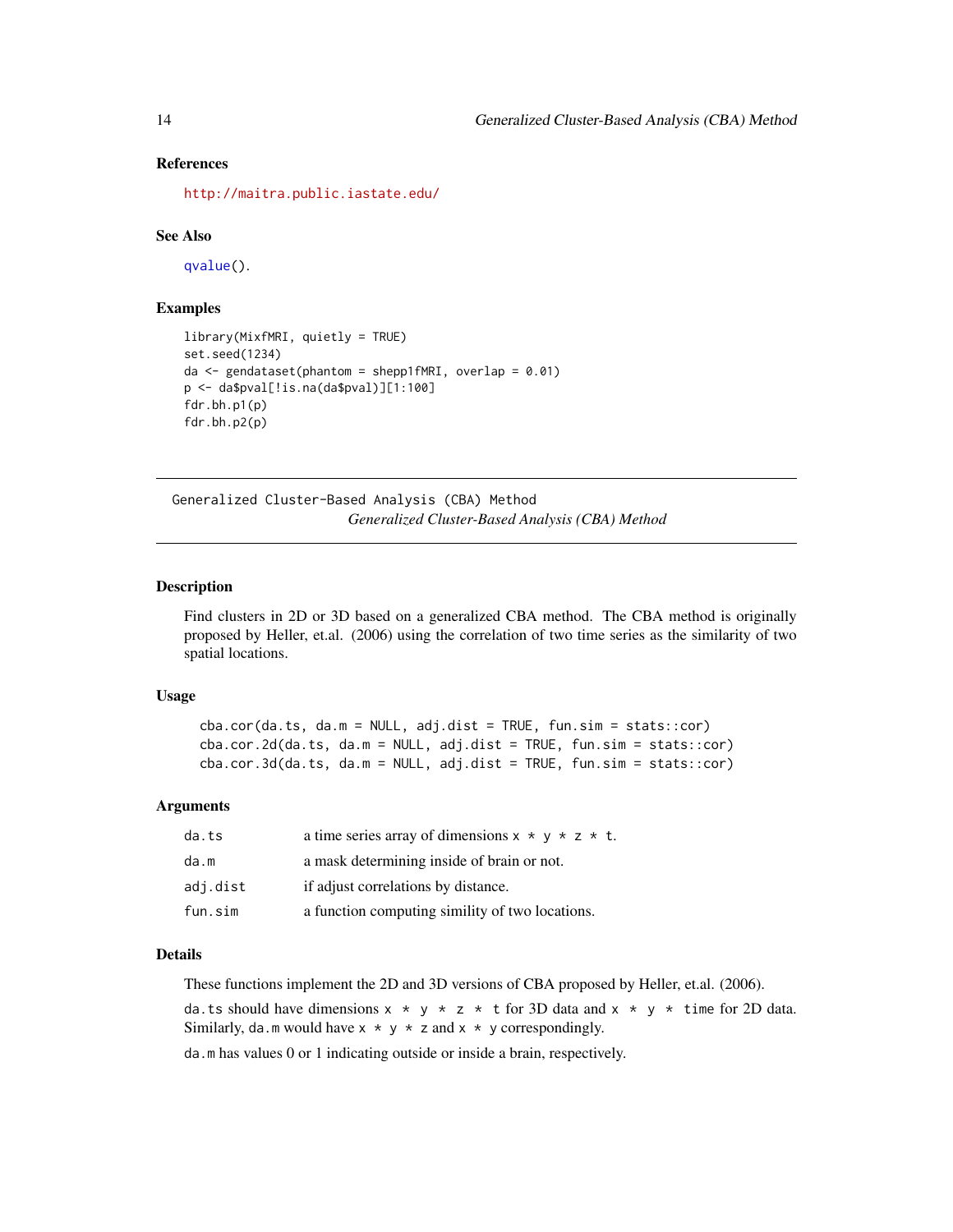### References

http://maitra.public.iastate.edu/

### See Also

qvalue().

### Examples

```
library(MixfMRI, quietly = TRUE)
set.seed(1234)
da <- gendataset(phantom = shepp1fMRI, overlap = 0.01)
p <- da$pval[!is.na(da$pval)][1:100]
fdr.bh.p1(p)
fdr.bh.p2(p)
```

---

## Generalized Cluster-Based Analysis (CBA) Method

*Generalized Cluster-Based Analysis (CBA) Method*

---

### Description

Find clusters in 2D or 3D based on a generalized CBA method. The CBA method is originally proposed by Heller, et.al. (2006) using the correlation of two time series as the similarity of two spatial locations.

### Usage

```
cba.cor(da.ts, da.m = NULL, adj.dist = TRUE, fun.sim = stats::cor)
cba.cor.2d(da.ts, da.m = NULL, adj.dist = TRUE, fun.sim = stats::cor)
cba.cor.3d(da.ts, da.m = NULL, adj.dist = TRUE, fun.sim = stats::cor)
```

### Arguments

| | |
|---|---|
| `da.ts` | a time series array of dimensions `x * y * z * t`. |
| `da.m` | a mask determining inside of brain or not. |
| `adj.dist` | if adjust correlations by distance. |
| `fun.sim` | a function computing simility of two locations. |

### Details

These functions implement the 2D and 3D versions of CBA proposed by Heller, et.al. (2006).

`da.ts` should have dimensions `x * y * z * t` for 3D data and `x * y * time` for 2D data. Similarly, `da.m` would have `x * y * z` and `x * y` correspondingly.

`da.m` has values 0 or 1 indicating outside or inside a brain, respectively.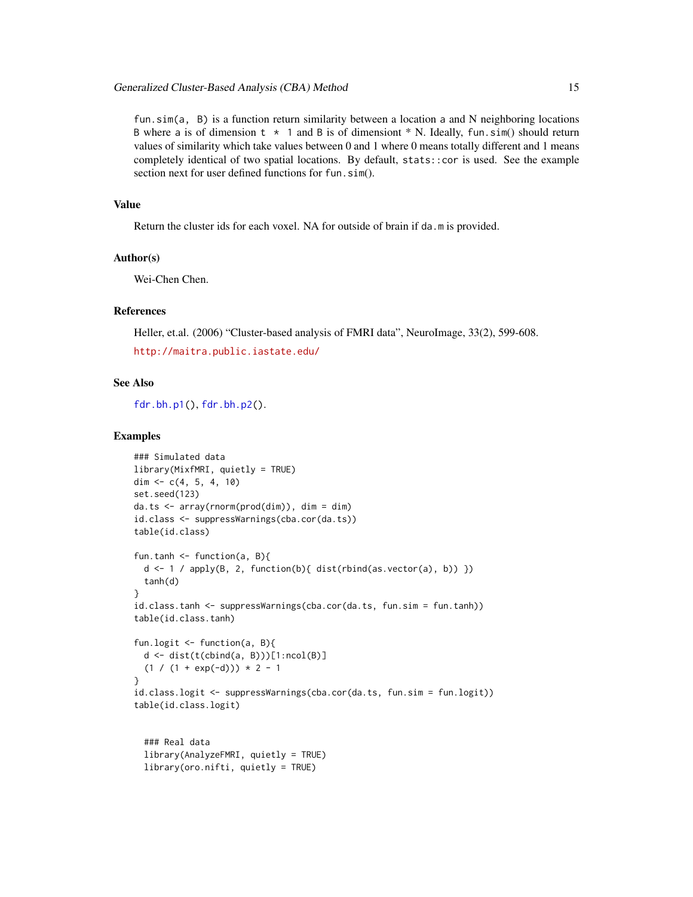`fun.sim(a, B)` is a function return similarity between a location a and N neighboring locations B where a is of dimension `t * 1` and B is of dimensiont * N. Ideally, `fun.sim()` should return values of similarity which take values between 0 and 1 where 0 means totally different and 1 means completely identical of two spatial locations. By default, `stats::cor` is used. See the example section next for user defined functions for `fun.sim()`.

## Value

Return the cluster ids for each voxel. NA for outside of brain if `da.m` is provided.

## Author(s)

Wei-Chen Chen.

## References

Heller, et.al. (2006) "Cluster-based analysis of FMRI data", NeuroImage, 33(2), 599-608.

http://maitra.public.iastate.edu/

## See Also

`fdr.bh.p1()`, `fdr.bh.p2()`.

## Examples

```
### Simulated data
library(MixfMRI, quietly = TRUE)
dim <- c(4, 5, 4, 10)
set.seed(123)
da.ts <- array(rnorm(prod(dim)), dim = dim)
id.class <- suppressWarnings(cba.cor(da.ts))
table(id.class)

fun.tanh <- function(a, B){
  d <- 1 / apply(B, 2, function(b){ dist(rbind(as.vector(a), b)) })
  tanh(d)
}
id.class.tanh <- suppressWarnings(cba.cor(da.ts, fun.sim = fun.tanh))
table(id.class.tanh)

fun.logit <- function(a, B){
  d <- dist(t(cbind(a, B)))[1:ncol(B)]
  (1 / (1 + exp(-d))) * 2 - 1
}
id.class.logit <- suppressWarnings(cba.cor(da.ts, fun.sim = fun.logit))
table(id.class.logit)


  ### Real data
  library(AnalyzeFMRI, quietly = TRUE)
  library(oro.nifti, quietly = TRUE)
```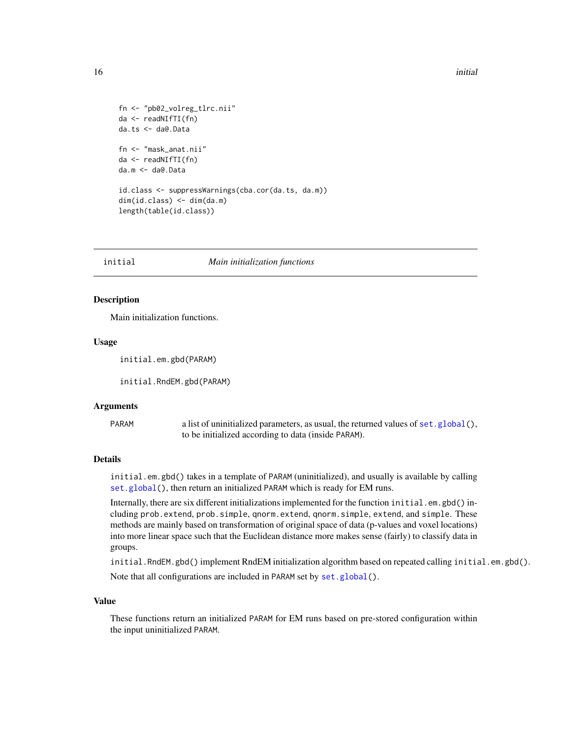```
fn <- "pb02_volreg_tlrc.nii"
da <- readNIfTI(fn)
da.ts <- da@.Data

fn <- "mask_anat.nii"
da <- readNIfTI(fn)
da.m <- da@.Data

id.class <- suppressWarnings(cba.cor(da.ts, da.m))
dim(id.class) <- dim(da.m)
length(table(id.class))
```

## initial — *Main initialization functions*

### Description

Main initialization functions.

### Usage

```
initial.em.gbd(PARAM)

initial.RndEM.gbd(PARAM)
```

### Arguments

| | |
|---|---|
| PARAM | a list of uninitialized parameters, as usual, the returned values of `set.global()`, to be initialized according to data (inside PARAM). |

### Details

`initial.em.gbd()` takes in a template of PARAM (uninitialized), and usually is available by calling `set.global()`, then return an initialized PARAM which is ready for EM runs.

Internally, there are six different initializations implemented for the function `initial.em.gbd()` including `prob.extend`, `prob.simple`, `qnorm.extend`, `qnorm.simple`, `extend`, and `simple`. These methods are mainly based on transformation of original space of data (p-values and voxel locations) into more linear space such that the Euclidean distance more makes sense (fairly) to classify data in groups.

`initial.RndEM.gbd()` implement RndEM initialization algorithm based on repeated calling `initial.em.gbd()`.

Note that all configurations are included in PARAM set by `set.global()`.

### Value

These functions return an initialized PARAM for EM runs based on pre-stored configuration within the input uninitialized PARAM.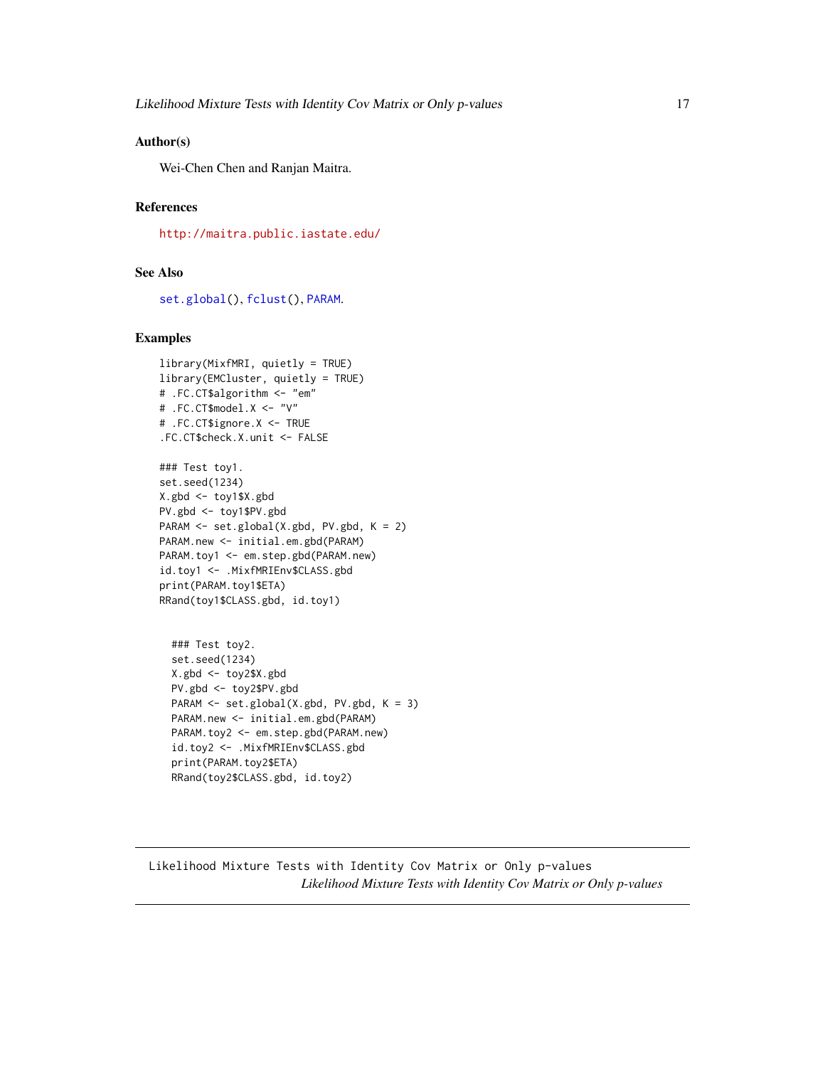### Author(s)

Wei-Chen Chen and Ranjan Maitra.

### References

http://maitra.public.iastate.edu/

### See Also

set.global(), fclust(), PARAM.

### Examples

```
library(MixfMRI, quietly = TRUE)
library(EMCluster, quietly = TRUE)
# .FC.CT$algorithm <- "em"
# .FC.CT$model.X <- "V"
# .FC.CT$ignore.X <- TRUE
.FC.CT$check.X.unit <- FALSE

### Test toy1.
set.seed(1234)
X.gbd <- toy1$X.gbd
PV.gbd <- toy1$PV.gbd
PARAM <- set.global(X.gbd, PV.gbd, K = 2)
PARAM.new <- initial.em.gbd(PARAM)
PARAM.toy1 <- em.step.gbd(PARAM.new)
id.toy1 <- .MixfMRIEnv$CLASS.gbd
print(PARAM.toy1$ETA)
RRand(toy1$CLASS.gbd, id.toy1)


  ### Test toy2.
  set.seed(1234)
  X.gbd <- toy2$X.gbd
  PV.gbd <- toy2$PV.gbd
  PARAM <- set.global(X.gbd, PV.gbd, K = 3)
  PARAM.new <- initial.em.gbd(PARAM)
  PARAM.toy2 <- em.step.gbd(PARAM.new)
  id.toy2 <- .MixfMRIEnv$CLASS.gbd
  print(PARAM.toy2$ETA)
  RRand(toy2$CLASS.gbd, id.toy2)
```

---

Likelihood Mixture Tests with Identity Cov Matrix or Only p-values
*Likelihood Mixture Tests with Identity Cov Matrix or Only p-values*

---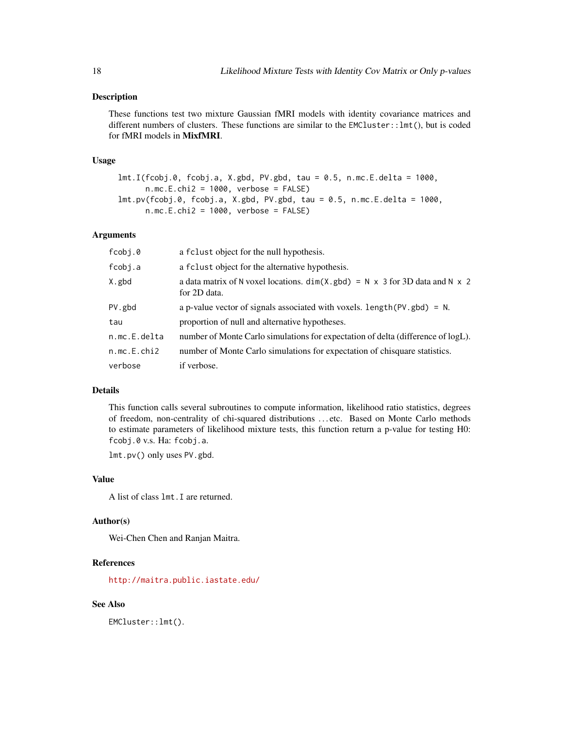### Description

These functions test two mixture Gaussian fMRI models with identity covariance matrices and different numbers of clusters. These functions are similar to the `EMCluster::lmt()`, but is coded for fMRI models in **MixfMRI**.

### Usage

```
lmt.I(fcobj.0, fcobj.a, X.gbd, PV.gbd, tau = 0.5, n.mc.E.delta = 1000,
      n.mc.E.chi2 = 1000, verbose = FALSE)
lmt.pv(fcobj.0, fcobj.a, X.gbd, PV.gbd, tau = 0.5, n.mc.E.delta = 1000,
      n.mc.E.chi2 = 1000, verbose = FALSE)
```

### Arguments

| | |
|---|---|
| `fcobj.0` | a `fclust` object for the null hypothesis. |
| `fcobj.a` | a `fclust` object for the alternative hypothesis. |
| `X.gbd` | a data matrix of `N` voxel locations. `dim(X.gbd) = N x 3` for 3D data and `N x 2` for 2D data. |
| `PV.gbd` | a p-value vector of signals associated with voxels. `length(PV.gbd) = N`. |
| `tau` | proportion of null and alternative hypotheses. |
| `n.mc.E.delta` | number of Monte Carlo simulations for expectation of delta (difference of logL). |
| `n.mc.E.chi2` | number of Monte Carlo simulations for expectation of chisquare statistics. |
| `verbose` | if verbose. |

### Details

This function calls several subroutines to compute information, likelihood ratio statistics, degrees of freedom, non-centrality of chi-squared distributions ...etc. Based on Monte Carlo methods to estimate parameters of likelihood mixture tests, this function return a p-value for testing H0: `fcobj.0` v.s. Ha: `fcobj.a`.

`lmt.pv()` only uses `PV.gbd`.

### Value

A list of class `lmt.I` are returned.

### Author(s)

Wei-Chen Chen and Ranjan Maitra.

### References

http://maitra.public.iastate.edu/

### See Also

`EMCluster::lmt()`.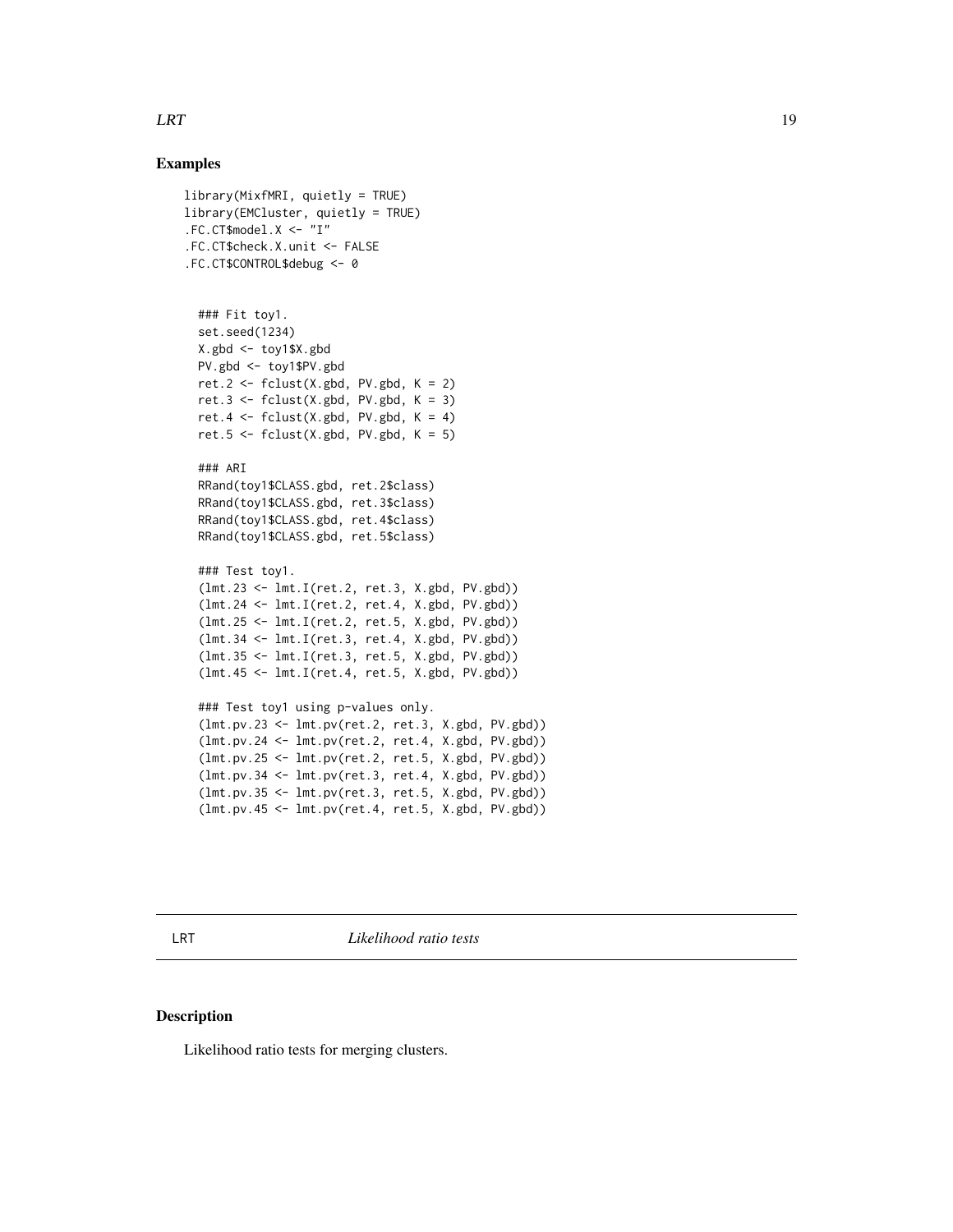## Examples

```
library(MixfMRI, quietly = TRUE)
library(EMCluster, quietly = TRUE)
.FC.CT$model.X <- "I"
.FC.CT$check.X.unit <- FALSE
.FC.CT$CONTROL$debug <- 0


  ### Fit toy1.
  set.seed(1234)
  X.gbd <- toy1$X.gbd
  PV.gbd <- toy1$PV.gbd
  ret.2 <- fclust(X.gbd, PV.gbd, K = 2)
  ret.3 <- fclust(X.gbd, PV.gbd, K = 3)
  ret.4 <- fclust(X.gbd, PV.gbd, K = 4)
  ret.5 <- fclust(X.gbd, PV.gbd, K = 5)

  ### ARI
  RRand(toy1$CLASS.gbd, ret.2$class)
  RRand(toy1$CLASS.gbd, ret.3$class)
  RRand(toy1$CLASS.gbd, ret.4$class)
  RRand(toy1$CLASS.gbd, ret.5$class)

  ### Test toy1.
  (lmt.23 <- lmt.I(ret.2, ret.3, X.gbd, PV.gbd))
  (lmt.24 <- lmt.I(ret.2, ret.4, X.gbd, PV.gbd))
  (lmt.25 <- lmt.I(ret.2, ret.5, X.gbd, PV.gbd))
  (lmt.34 <- lmt.I(ret.3, ret.4, X.gbd, PV.gbd))
  (lmt.35 <- lmt.I(ret.3, ret.5, X.gbd, PV.gbd))
  (lmt.45 <- lmt.I(ret.4, ret.5, X.gbd, PV.gbd))

  ### Test toy1 using p-values only.
  (lmt.pv.23 <- lmt.pv(ret.2, ret.3, X.gbd, PV.gbd))
  (lmt.pv.24 <- lmt.pv(ret.2, ret.4, X.gbd, PV.gbd))
  (lmt.pv.25 <- lmt.pv(ret.2, ret.5, X.gbd, PV.gbd))
  (lmt.pv.34 <- lmt.pv(ret.3, ret.4, X.gbd, PV.gbd))
  (lmt.pv.35 <- lmt.pv(ret.3, ret.5, X.gbd, PV.gbd))
  (lmt.pv.45 <- lmt.pv(ret.4, ret.5, X.gbd, PV.gbd))
```

---

# LRT *Likelihood ratio tests*

---

## Description

Likelihood ratio tests for merging clusters.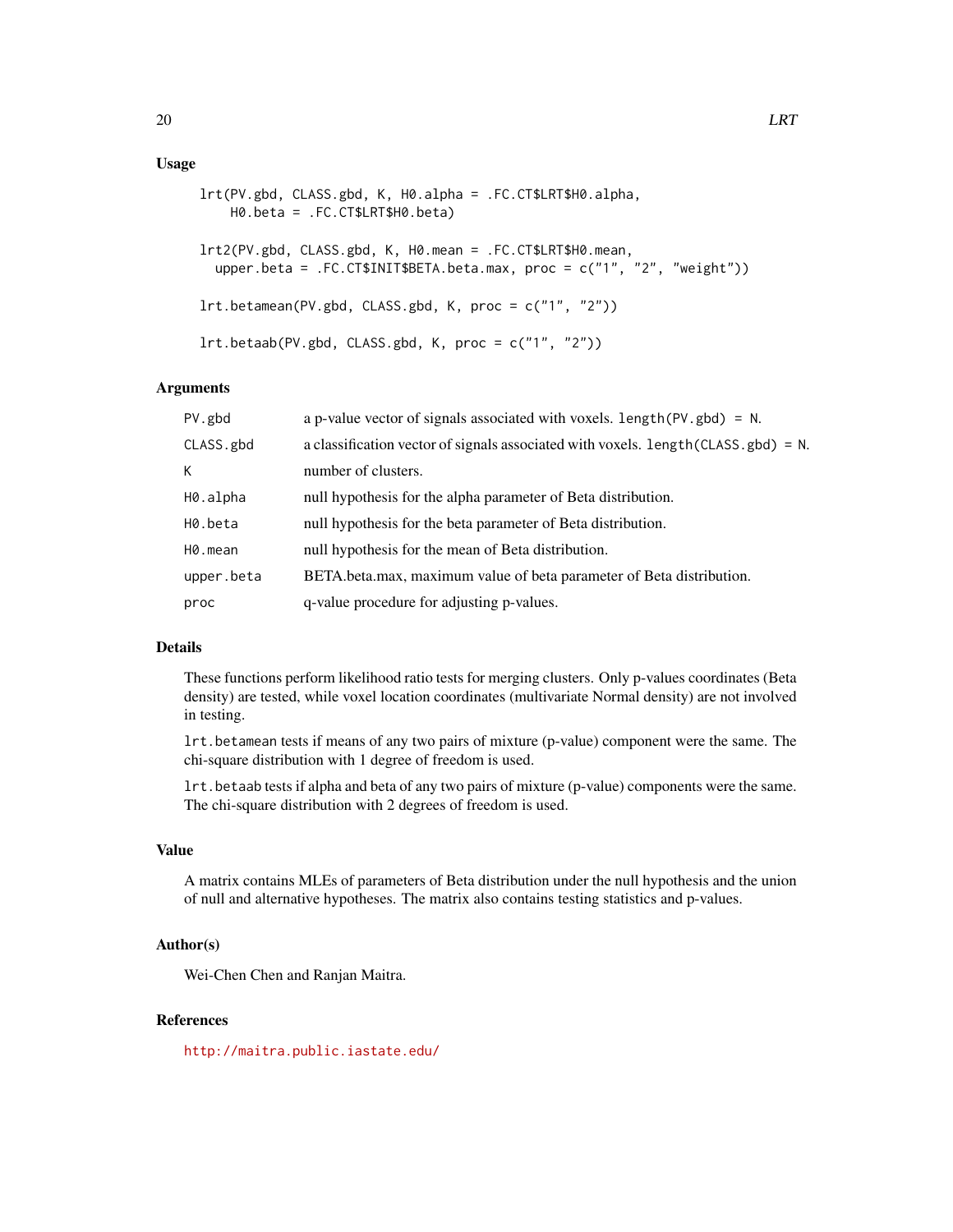## Usage

```
lrt(PV.gbd, CLASS.gbd, K, H0.alpha = .FC.CT$LRT$H0.alpha,
    H0.beta = .FC.CT$LRT$H0.beta)

lrt2(PV.gbd, CLASS.gbd, K, H0.mean = .FC.CT$LRT$H0.mean,
  upper.beta = .FC.CT$INIT$BETA.beta.max, proc = c("1", "2", "weight"))

lrt.betamean(PV.gbd, CLASS.gbd, K, proc = c("1", "2"))

lrt.betaab(PV.gbd, CLASS.gbd, K, proc = c("1", "2"))
```

## Arguments

| | |
|---|---|
| `PV.gbd` | a p-value vector of signals associated with voxels. `length(PV.gbd) = N`. |
| `CLASS.gbd` | a classification vector of signals associated with voxels. `length(CLASS.gbd) = N`. |
| `K` | number of clusters. |
| `H0.alpha` | null hypothesis for the alpha parameter of Beta distribution. |
| `H0.beta` | null hypothesis for the beta parameter of Beta distribution. |
| `H0.mean` | null hypothesis for the mean of Beta distribution. |
| `upper.beta` | BETA.beta.max, maximum value of beta parameter of Beta distribution. |
| `proc` | q-value procedure for adjusting p-values. |

## Details

These functions perform likelihood ratio tests for merging clusters. Only p-values coordinates (Beta density) are tested, while voxel location coordinates (multivariate Normal density) are not involved in testing.

`lrt.betamean` tests if means of any two pairs of mixture (p-value) component were the same. The chi-square distribution with 1 degree of freedom is used.

`lrt.betaab` tests if alpha and beta of any two pairs of mixture (p-value) components were the same. The chi-square distribution with 2 degrees of freedom is used.

## Value

A matrix contains MLEs of parameters of Beta distribution under the null hypothesis and the union of null and alternative hypotheses. The matrix also contains testing statistics and p-values.

## Author(s)

Wei-Chen Chen and Ranjan Maitra.

## References

http://maitra.public.iastate.edu/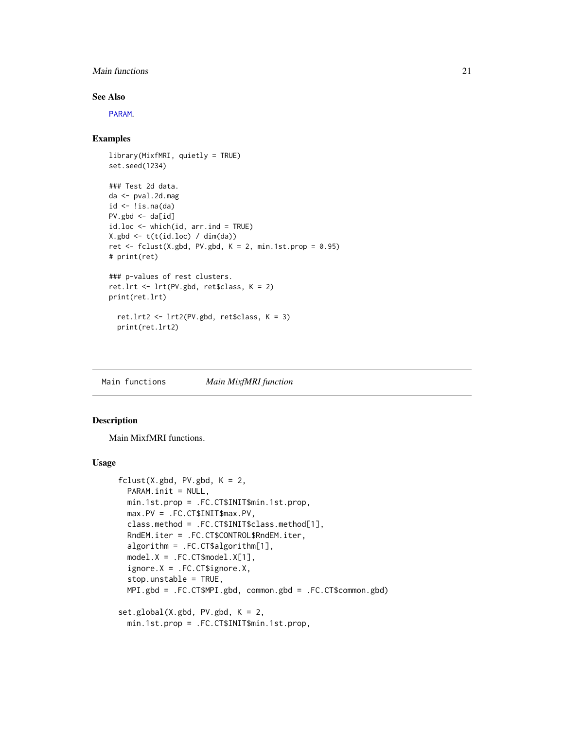### See Also

PARAM.

### Examples

```
library(MixfMRI, quietly = TRUE)
set.seed(1234)

### Test 2d data.
da <- pval.2d.mag
id <- !is.na(da)
PV.gbd <- da[id]
id.loc <- which(id, arr.ind = TRUE)
X.gbd <- t(t(id.loc) / dim(da))
ret <- fclust(X.gbd, PV.gbd, K = 2, min.1st.prop = 0.95)
# print(ret)

### p-values of rest clusters.
ret.lrt <- lrt(PV.gbd, ret$class, K = 2)
print(ret.lrt)

  ret.lrt2 <- lrt2(PV.gbd, ret$class, K = 3)
  print(ret.lrt2)
```

---

## Main functions *Main MixfMRI function*

### Description

Main MixfMRI functions.

### Usage

```
fclust(X.gbd, PV.gbd, K = 2,
  PARAM.init = NULL,
  min.1st.prop = .FC.CT$INIT$min.1st.prop,
  max.PV = .FC.CT$INIT$max.PV,
  class.method = .FC.CT$INIT$class.method[1],
  RndEM.iter = .FC.CT$CONTROL$RndEM.iter,
  algorithm = .FC.CT$algorithm[1],
  model.X = .FC.CT$model.X[1],
  ignore.X = .FC.CT$ignore.X,
  stop.unstable = TRUE,
  MPI.gbd = .FC.CT$MPI.gbd, common.gbd = .FC.CT$common.gbd)

set.global(X.gbd, PV.gbd, K = 2,
  min.1st.prop = .FC.CT$INIT$min.1st.prop,
```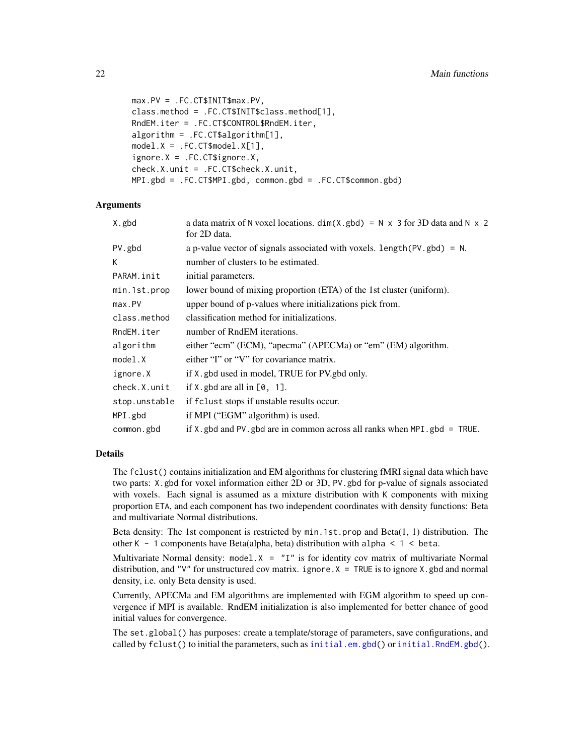```
max.PV = .FC.CT$INIT$max.PV,
class.method = .FC.CT$INIT$class.method[1],
RndEM.iter = .FC.CT$CONTROL$RndEM.iter,
algorithm = .FC.CT$algorithm[1],
model.X = .FC.CT$model.X[1],
ignore.X = .FC.CT$ignore.X,
check.X.unit = .FC.CT$check.X.unit,
MPI.gbd = .FC.CT$MPI.gbd, common.gbd = .FC.CT$common.gbd)
```

## Arguments

| | |
|---|---|
| `X.gbd` | a data matrix of `N` voxel locations. `dim(X.gbd) = N x 3` for 3D data and `N x 2` for 2D data. |
| `PV.gbd` | a p-value vector of signals associated with voxels. `length(PV.gbd) = N`. |
| `K` | number of clusters to be estimated. |
| `PARAM.init` | initial parameters. |
| `min.1st.prop` | lower bound of mixing proportion (ETA) of the 1st cluster (uniform). |
| `max.PV` | upper bound of p-values where initializations pick from. |
| `class.method` | classification method for initializations. |
| `RndEM.iter` | number of RndEM iterations. |
| `algorithm` | either "ecm" (ECM), "apecma" (APECMa) or "em" (EM) algorithm. |
| `model.X` | either "I" or "V" for covariance matrix. |
| `ignore.X` | if `X.gbd` used in model, TRUE for PV.gbd only. |
| `check.X.unit` | if `X.gbd` are all in `[0, 1]`. |
| `stop.unstable` | if `fclust` stops if unstable results occur. |
| `MPI.gbd` | if MPI ("EGM" algorithm) is used. |
| `common.gbd` | if `X.gbd` and `PV.gbd` are in common across all ranks when `MPI.gbd = TRUE`. |

## Details

The `fclust()` contains initialization and EM algorithms for clustering fMRI signal data which have two parts: `X.gbd` for voxel information either 2D or 3D, `PV.gbd` for p-value of signals associated with voxels. Each signal is assumed as a mixture distribution with `K` components with mixing proportion `ETA`, and each component has two independent coordinates with density functions: Beta and multivariate Normal distributions.

Beta density: The 1st component is restricted by `min.1st.prop` and Beta(1, 1) distribution. The other `K - 1` components have Beta(alpha, beta) distribution with `alpha < 1 < beta`.

Multivariate Normal density: `model.X = "I"` is for identity cov matrix of multivariate Normal distribution, and `"V"` for unstructured cov matrix. `ignore.X = TRUE` is to ignore `X.gbd` and normal density, i.e. only Beta density is used.

Currently, APECMa and EM algorithms are implemented with EGM algorithm to speed up convergence if MPI is available. RndEM initialization is also implemented for better chance of good initial values for convergence.

The `set.global()` has purposes: create a template/storage of parameters, save configurations, and called by `fclust()` to initial the parameters, such as `initial.em.gbd()` or `initial.RndEM.gbd()`.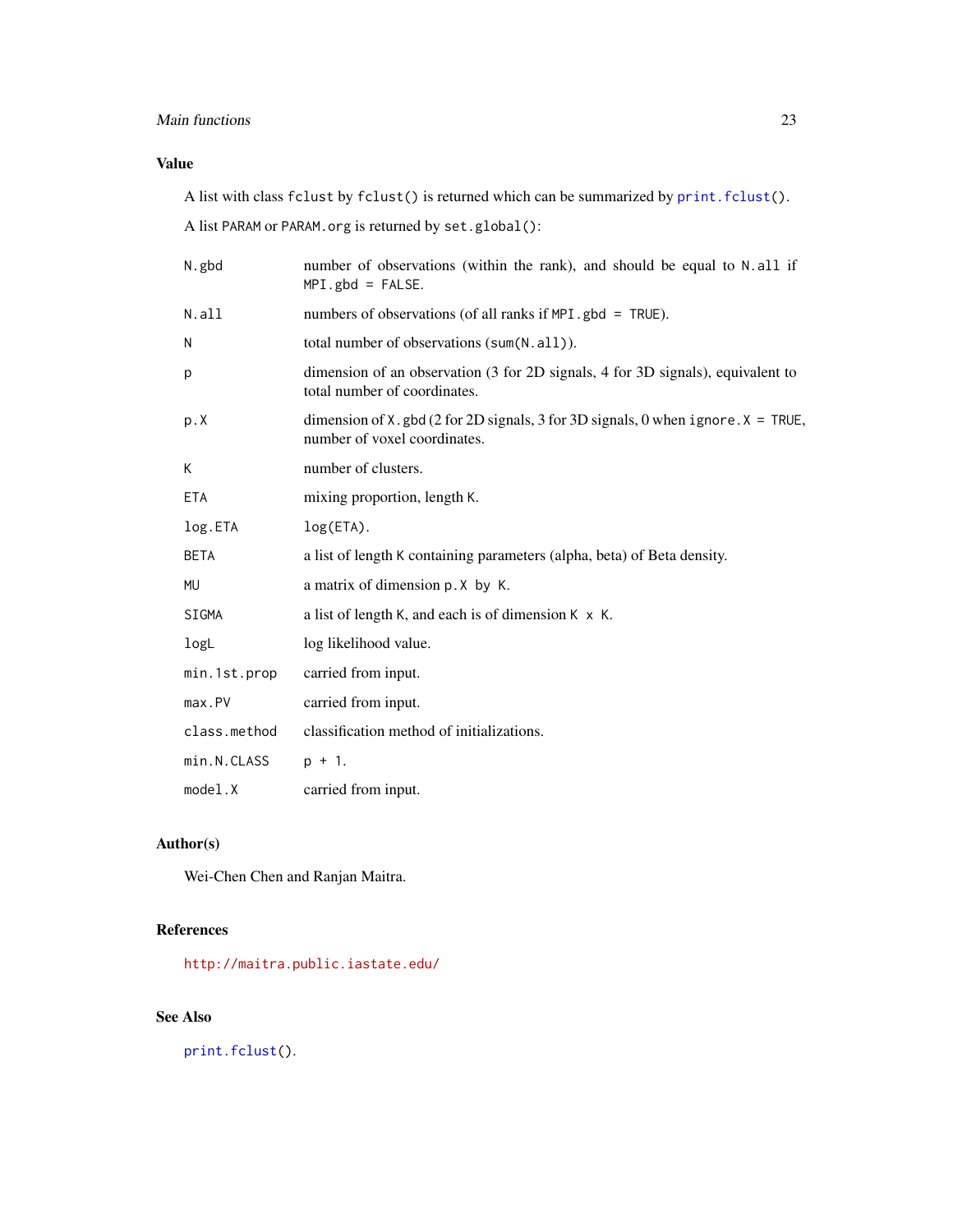## Value

A list with class `fclust` by `fclust()` is returned which can be summarized by `print.fclust()`.

A list `PARAM` or `PARAM.org` is returned by `set.global()`:

| | |
|---|---|
| `N.gbd` | number of observations (within the rank), and should be equal to `N.all` if `MPI.gbd = FALSE`. |
| `N.all` | numbers of observations (of all ranks if `MPI.gbd = TRUE`). |
| `N` | total number of observations (`sum(N.all)`). |
| `p` | dimension of an observation (3 for 2D signals, 4 for 3D signals), equivalent to total number of coordinates. |
| `p.X` | dimension of `X.gbd` (2 for 2D signals, 3 for 3D signals, 0 when `ignore.X = TRUE`, number of voxel coordinates. |
| `K` | number of clusters. |
| `ETA` | mixing proportion, length `K`. |
| `log.ETA` | `log(ETA)`. |
| `BETA` | a list of length `K` containing parameters (alpha, beta) of Beta density. |
| `MU` | a matrix of dimension `p.X by K`. |
| `SIGMA` | a list of length `K`, and each is of dimension `K x K`. |
| `logL` | log likelihood value. |
| `min.1st.prop` | carried from input. |
| `max.PV` | carried from input. |
| `class.method` | classification method of initializations. |
| `min.N.CLASS` | `p + 1`. |
| `model.X` | carried from input. |

## Author(s)

Wei-Chen Chen and Ranjan Maitra.

## References

http://maitra.public.iastate.edu/

## See Also

`print.fclust()`.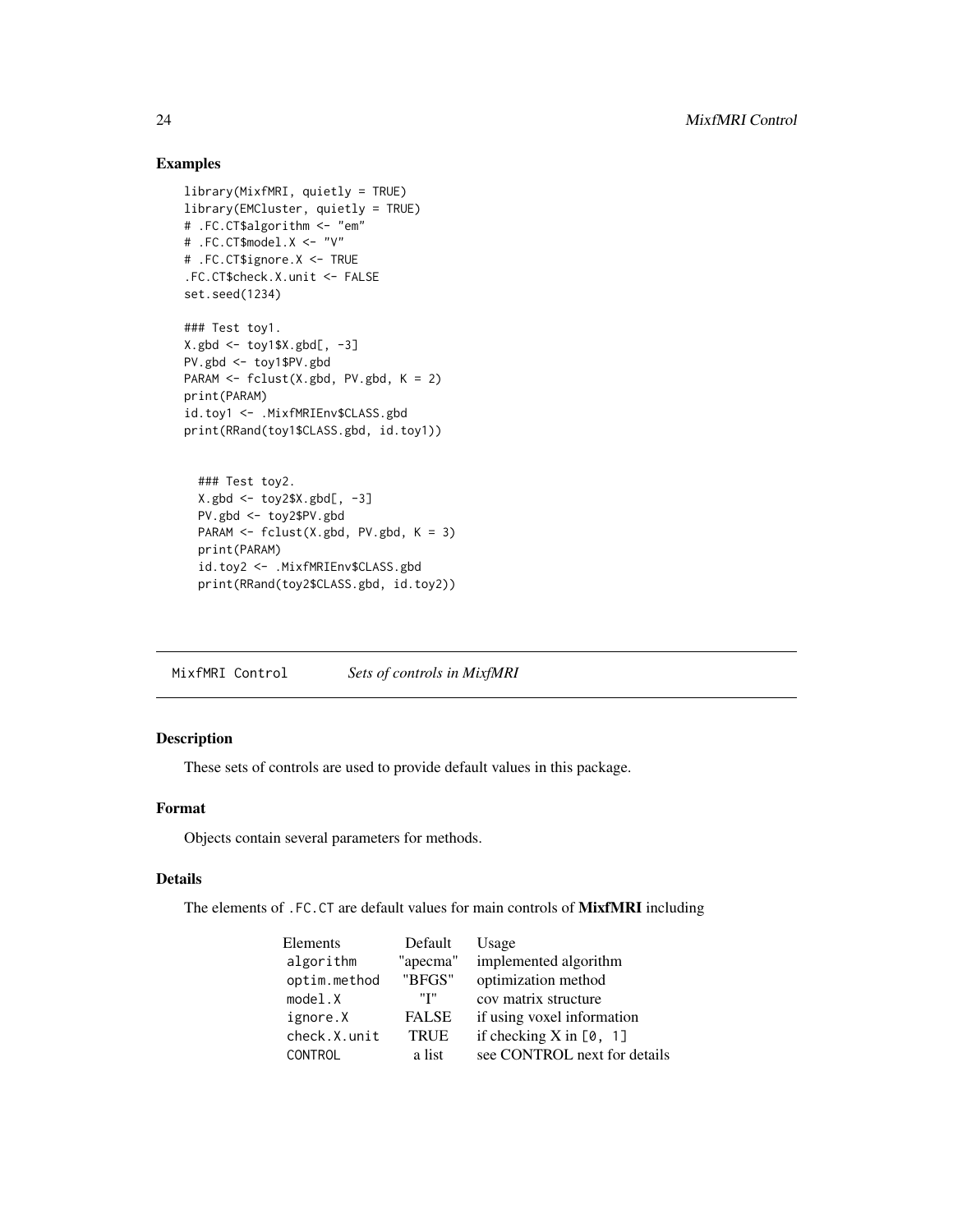## Examples

```
library(MixfMRI, quietly = TRUE)
library(EMCluster, quietly = TRUE)
# .FC.CT$algorithm <- "em"
# .FC.CT$model.X <- "V"
# .FC.CT$ignore.X <- TRUE
.FC.CT$check.X.unit <- FALSE
set.seed(1234)

### Test toy1.
X.gbd <- toy1$X.gbd[, -3]
PV.gbd <- toy1$PV.gbd
PARAM <- fclust(X.gbd, PV.gbd, K = 2)
print(PARAM)
id.toy1 <- .MixfMRIEnv$CLASS.gbd
print(RRand(toy1$CLASS.gbd, id.toy1))


  ### Test toy2.
  X.gbd <- toy2$X.gbd[, -3]
  PV.gbd <- toy2$PV.gbd
  PARAM <- fclust(X.gbd, PV.gbd, K = 3)
  print(PARAM)
  id.toy2 <- .MixfMRIEnv$CLASS.gbd
  print(RRand(toy2$CLASS.gbd, id.toy2))
```

---

# MixfMRI Control — *Sets of controls in MixfMRI*

---

## Description

These sets of controls are used to provide default values in this package.

## Format

Objects contain several parameters for methods.

## Details

The elements of `.FC.CT` are default values for main controls of **MixfMRI** including

| Elements | Default | Usage |
|---|---|---|
| `algorithm` | "apecma" | implemented algorithm |
| `optim.method` | "BFGS" | optimization method |
| `model.X` | "I" | cov matrix structure |
| `ignore.X` | FALSE | if using voxel information |
| `check.X.unit` | TRUE | if checking X in `[0, 1]` |
| `CONTROL` | a list | see CONTROL next for details |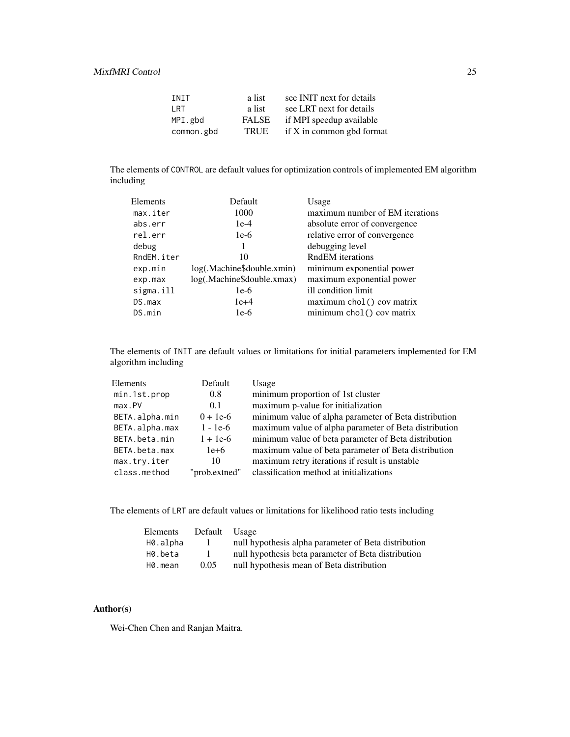| | | |
|---|---|---|
| `INIT` | a list | see INIT next for details |
| `LRT` | a list | see LRT next for details |
| `MPI.gbd` | FALSE | if MPI speedup available |
| `common.gbd` | TRUE | if X in common gbd format |

The elements of `CONTROL` are default values for optimization controls of implemented EM algorithm including

| Elements | Default | Usage |
|---|---|---|
| `max.iter` | 1000 | maximum number of EM iterations |
| `abs.err` | 1e-4 | absolute error of convergence |
| `rel.err` | 1e-6 | relative error of convergence |
| `debug` | 1 | debugging level |
| `RndEM.iter` | 10 | RndEM iterations |
| `exp.min` | log(.Machine$double.xmin) | minimum exponential power |
| `exp.max` | log(.Machine$double.xmax) | maximum exponential power |
| `sigma.ill` | 1e-6 | ill condition limit |
| `DS.max` | 1e+4 | maximum `chol()` cov matrix |
| `DS.min` | 1e-6 | minimum `chol()` cov matrix |

The elements of `INIT` are default values or limitations for initial parameters implemented for EM algorithm including

| Elements | Default | Usage |
|---|---|---|
| `min.1st.prop` | 0.8 | minimum proportion of 1st cluster |
| `max.PV` | 0.1 | maximum p-value for initialization |
| `BETA.alpha.min` | 0 + 1e-6 | minimum value of alpha parameter of Beta distribution |
| `BETA.alpha.max` | 1 - 1e-6 | maximum value of alpha parameter of Beta distribution |
| `BETA.beta.min` | 1 + 1e-6 | minimum value of beta parameter of Beta distribution |
| `BETA.beta.max` | 1e+6 | maximum value of beta parameter of Beta distribution |
| `max.try.iter` | 10 | maximum retry iterations if result is unstable |
| `class.method` | "prob.extned" | classification method at initializations |

The elements of `LRT` are default values or limitations for likelihood ratio tests including

| Elements | Default | Usage |
|---|---|---|
| `H0.alpha` | 1 | null hypothesis alpha parameter of Beta distribution |
| `H0.beta` | 1 | null hypothesis beta parameter of Beta distribution |
| `H0.mean` | 0.05 | null hypothesis mean of Beta distribution |

## Author(s)

Wei-Chen Chen and Ranjan Maitra.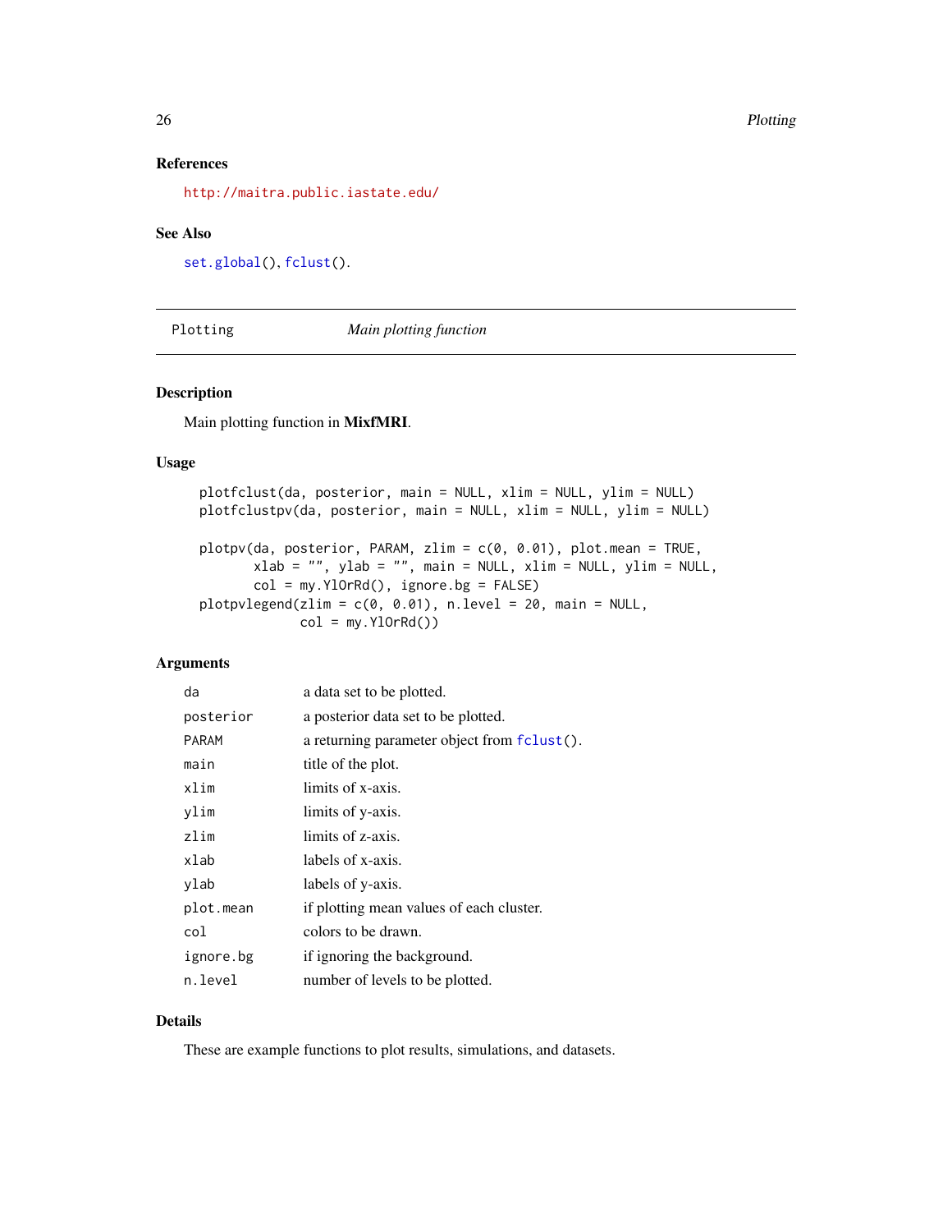### References

http://maitra.public.iastate.edu/

### See Also

`set.global()`, `fclust()`.

---

## Plotting — *Main plotting function*

---

### Description

Main plotting function in **MixfMRI**.

### Usage

```
plotfclust(da, posterior, main = NULL, xlim = NULL, ylim = NULL)
plotfclustpv(da, posterior, main = NULL, xlim = NULL, ylim = NULL)

plotpv(da, posterior, PARAM, zlim = c(0, 0.01), plot.mean = TRUE,
       xlab = "", ylab = "", main = NULL, xlim = NULL, ylim = NULL,
       col = my.YlOrRd(), ignore.bg = FALSE)
plotpvlegend(zlim = c(0, 0.01), n.level = 20, main = NULL,
             col = my.YlOrRd())
```

### Arguments

| | |
|---|---|
| `da` | a data set to be plotted. |
| `posterior` | a posterior data set to be plotted. |
| `PARAM` | a returning parameter object from `fclust()`. |
| `main` | title of the plot. |
| `xlim` | limits of x-axis. |
| `ylim` | limits of y-axis. |
| `zlim` | limits of z-axis. |
| `xlab` | labels of x-axis. |
| `ylab` | labels of y-axis. |
| `plot.mean` | if plotting mean values of each cluster. |
| `col` | colors to be drawn. |
| `ignore.bg` | if ignoring the background. |
| `n.level` | number of levels to be plotted. |

### Details

These are example functions to plot results, simulations, and datasets.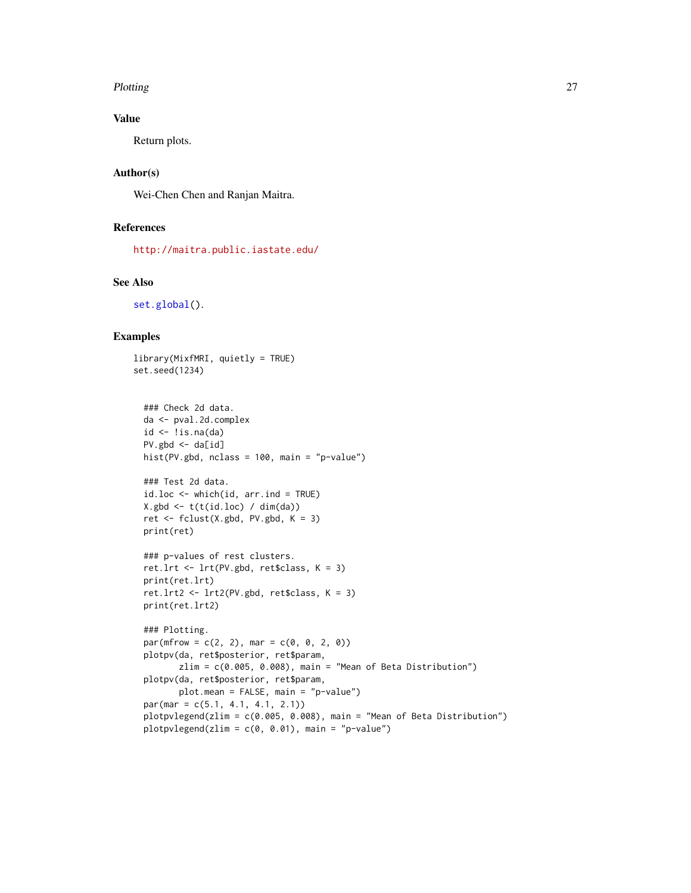## Value

Return plots.

## Author(s)

Wei-Chen Chen and Ranjan Maitra.

## References

http://maitra.public.iastate.edu/

## See Also

set.global().

## Examples

```
library(MixfMRI, quietly = TRUE)
set.seed(1234)


  ### Check 2d data.
  da <- pval.2d.complex
  id <- !is.na(da)
  PV.gbd <- da[id]
  hist(PV.gbd, nclass = 100, main = "p-value")

  ### Test 2d data.
  id.loc <- which(id, arr.ind = TRUE)
  X.gbd <- t(t(id.loc) / dim(da))
  ret <- fclust(X.gbd, PV.gbd, K = 3)
  print(ret)

  ### p-values of rest clusters.
  ret.lrt <- lrt(PV.gbd, ret$class, K = 3)
  print(ret.lrt)
  ret.lrt2 <- lrt2(PV.gbd, ret$class, K = 3)
  print(ret.lrt2)

  ### Plotting.
  par(mfrow = c(2, 2), mar = c(0, 0, 2, 0))
  plotpv(da, ret$posterior, ret$param,
         zlim = c(0.005, 0.008), main = "Mean of Beta Distribution")
  plotpv(da, ret$posterior, ret$param,
         plot.mean = FALSE, main = "p-value")
  par(mar = c(5.1, 4.1, 4.1, 2.1))
  plotpvlegend(zlim = c(0.005, 0.008), main = "Mean of Beta Distribution")
  plotpvlegend(zlim = c(0, 0.01), main = "p-value")
```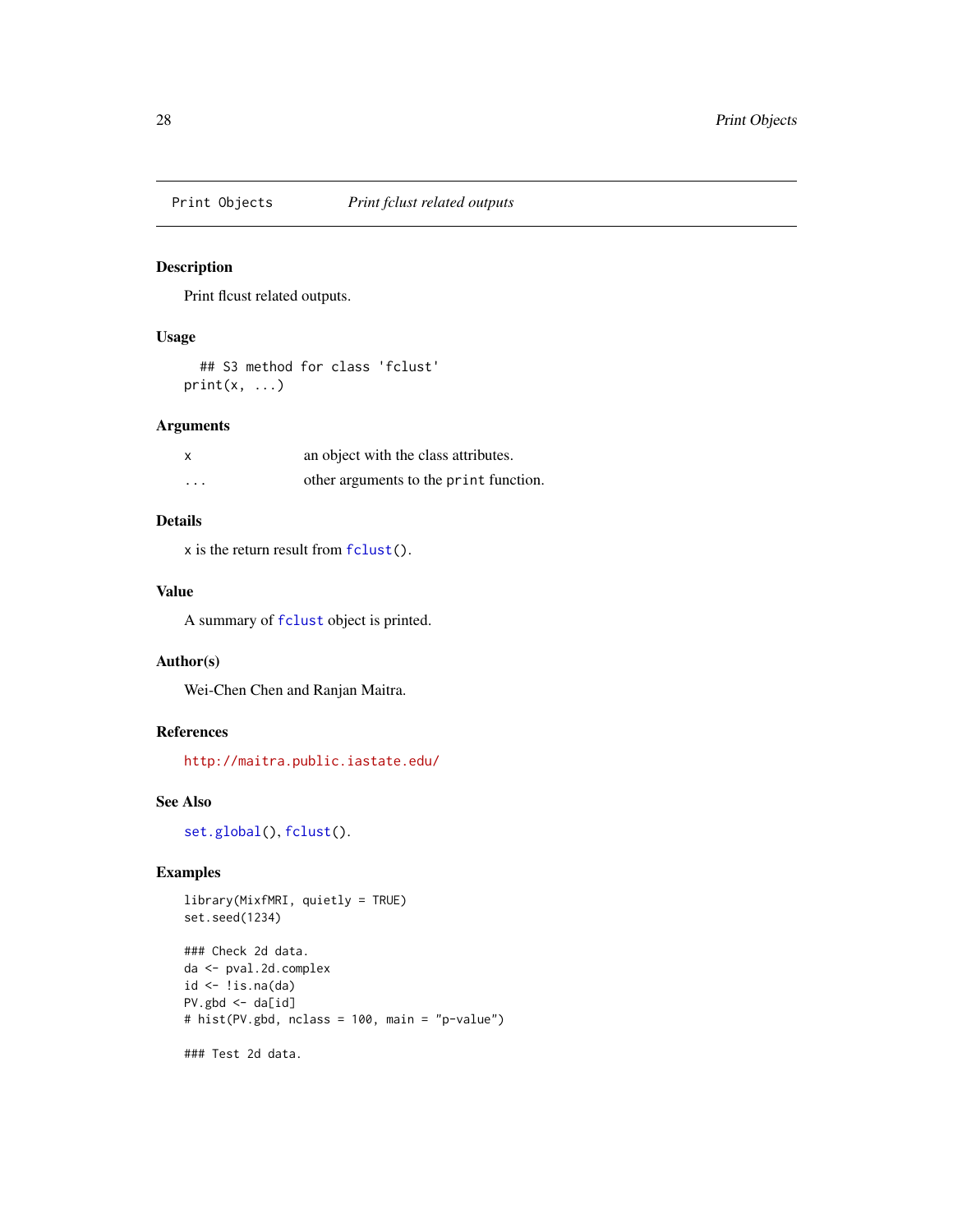Print Objects *Print fclust related outputs*

### Description

Print flcust related outputs.

### Usage

```
## S3 method for class 'fclust'
print(x, ...)
```

### Arguments

| | |
|---|---|
| x | an object with the class attributes. |
| ... | other arguments to the `print` function. |

### Details

x is the return result from `fclust()`.

### Value

A summary of `fclust` object is printed.

### Author(s)

Wei-Chen Chen and Ranjan Maitra.

### References

http://maitra.public.iastate.edu/

### See Also

`set.global()`, `fclust()`.

### Examples

```
library(MixfMRI, quietly = TRUE)
set.seed(1234)

### Check 2d data.
da <- pval.2d.complex
id <- !is.na(da)
PV.gbd <- da[id]
# hist(PV.gbd, nclass = 100, main = "p-value")

### Test 2d data.
```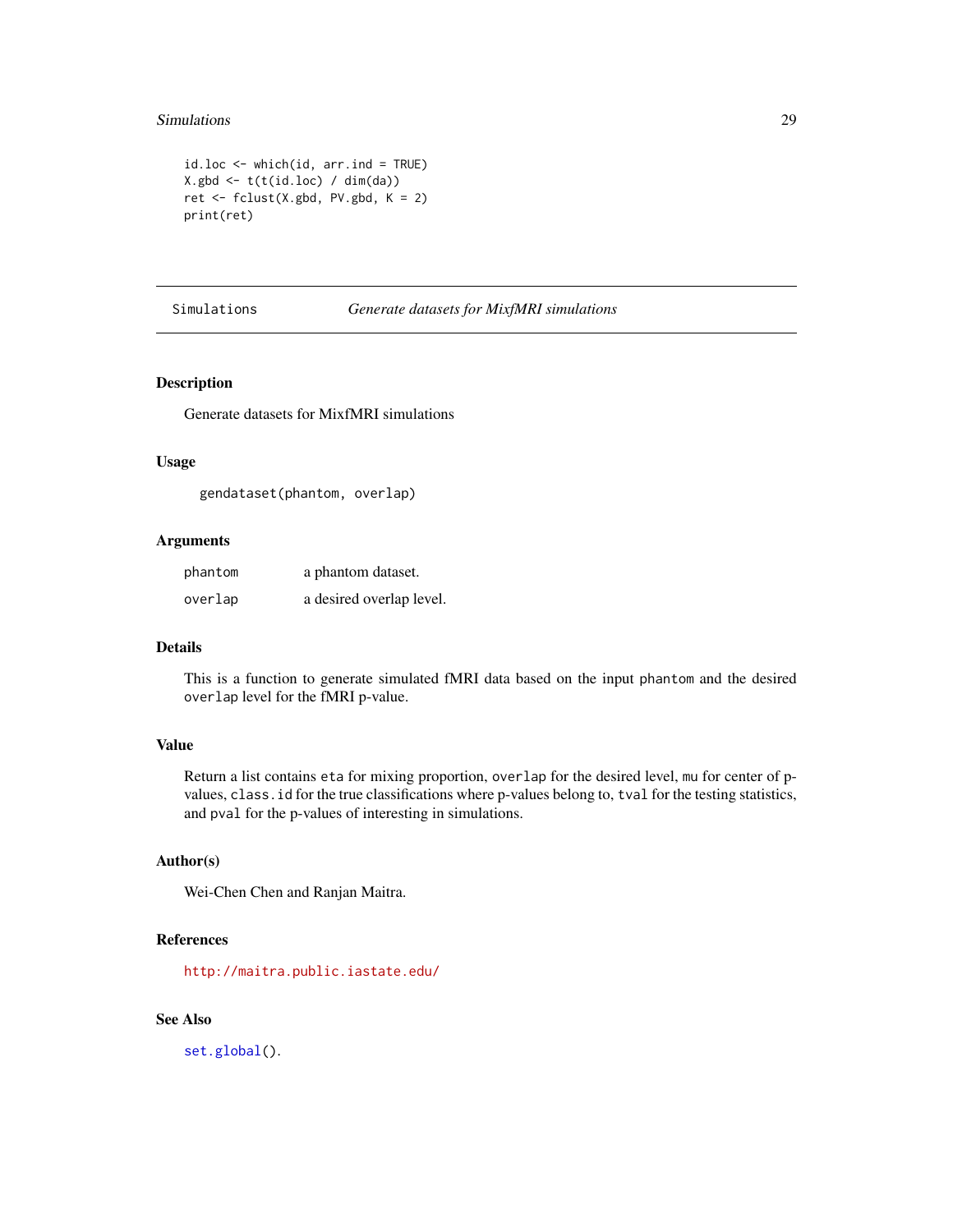```
id.loc <- which(id, arr.ind = TRUE)
X.gbd <- t(t(id.loc) / dim(da))
ret <- fclust(X.gbd, PV.gbd, K = 2)
print(ret)
```

---

Simulations *Generate datasets for MixfMRI simulations*

---

## Description

Generate datasets for MixfMRI simulations

## Usage

```
gendataset(phantom, overlap)
```

## Arguments

| | |
|---|---|
| phantom | a phantom dataset. |
| overlap | a desired overlap level. |

## Details

This is a function to generate simulated fMRI data based on the input `phantom` and the desired `overlap` level for the fMRI p-value.

## Value

Return a list contains `eta` for mixing proportion, `overlap` for the desired level, `mu` for center of p-values, `class.id` for the true classifications where p-values belong to, `tval` for the testing statistics, and `pval` for the p-values of interesting in simulations.

## Author(s)

Wei-Chen Chen and Ranjan Maitra.

## References

http://maitra.public.iastate.edu/

## See Also

`set.global()`.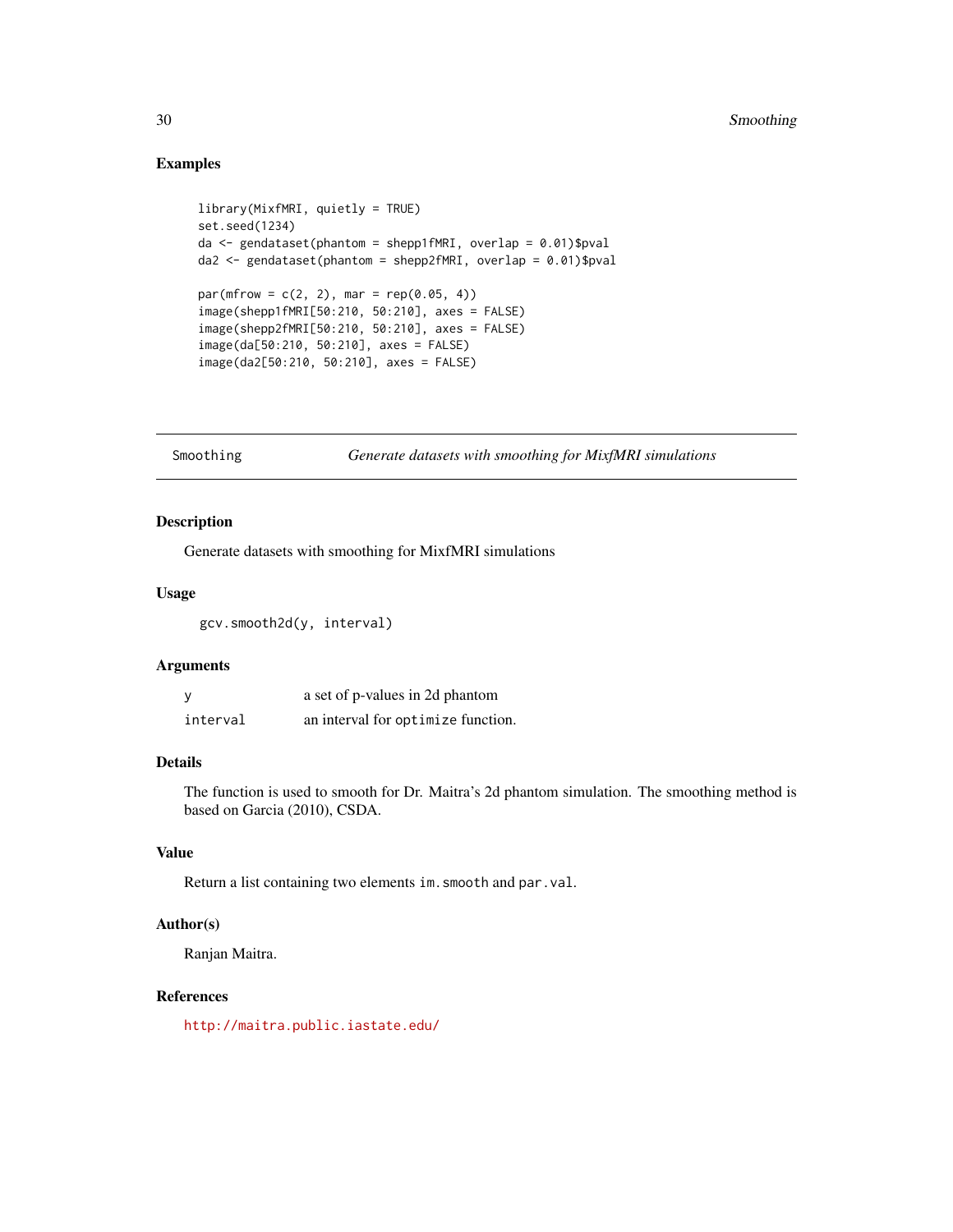## Examples

```
library(MixfMRI, quietly = TRUE)
set.seed(1234)
da <- gendataset(phantom = shepp1fMRI, overlap = 0.01)$pval
da2 <- gendataset(phantom = shepp2fMRI, overlap = 0.01)$pval

par(mfrow = c(2, 2), mar = rep(0.05, 4))
image(shepp1fMRI[50:210, 50:210], axes = FALSE)
image(shepp2fMRI[50:210, 50:210], axes = FALSE)
image(da[50:210, 50:210], axes = FALSE)
image(da2[50:210, 50:210], axes = FALSE)
```

---

# Smoothing — *Generate datasets with smoothing for MixfMRI simulations*

---

## Description

Generate datasets with smoothing for MixfMRI simulations

## Usage

```
gcv.smooth2d(y, interval)
```

## Arguments

| | |
|---|---|
| `y` | a set of p-values in 2d phantom |
| `interval` | an interval for `optimize` function. |

## Details

The function is used to smooth for Dr. Maitra's 2d phantom simulation. The smoothing method is based on Garcia (2010), CSDA.

## Value

Return a list containing two elements `im.smooth` and `par.val`.

## Author(s)

Ranjan Maitra.

## References

http://maitra.public.iastate.edu/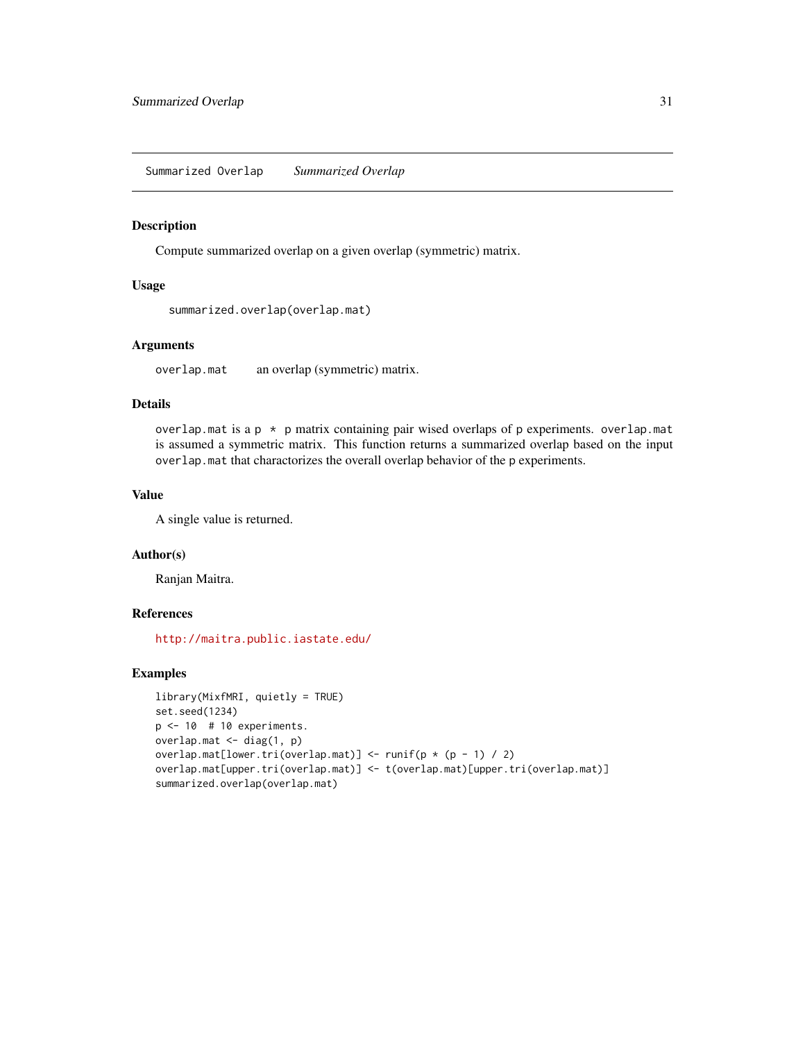Summarized Overlap *Summarized Overlap*

## Description

Compute summarized overlap on a given overlap (symmetric) matrix.

## Usage

```
summarized.overlap(overlap.mat)
```

## Arguments

| | |
|---|---|
| overlap.mat | an overlap (symmetric) matrix. |

## Details

`overlap.mat` is a `p * p` matrix containing pair wised overlaps of `p` experiments. `overlap.mat` is assumed a symmetric matrix. This function returns a summarized overlap based on the input `overlap.mat` that charactorizes the overall overlap behavior of the `p` experiments.

## Value

A single value is returned.

## Author(s)

Ranjan Maitra.

## References

http://maitra.public.iastate.edu/

## Examples

```
library(MixfMRI, quietly = TRUE)
set.seed(1234)
p <- 10  # 10 experiments.
overlap.mat <- diag(1, p)
overlap.mat[lower.tri(overlap.mat)] <- runif(p * (p - 1) / 2)
overlap.mat[upper.tri(overlap.mat)] <- t(overlap.mat)[upper.tri(overlap.mat)]
summarized.overlap(overlap.mat)
```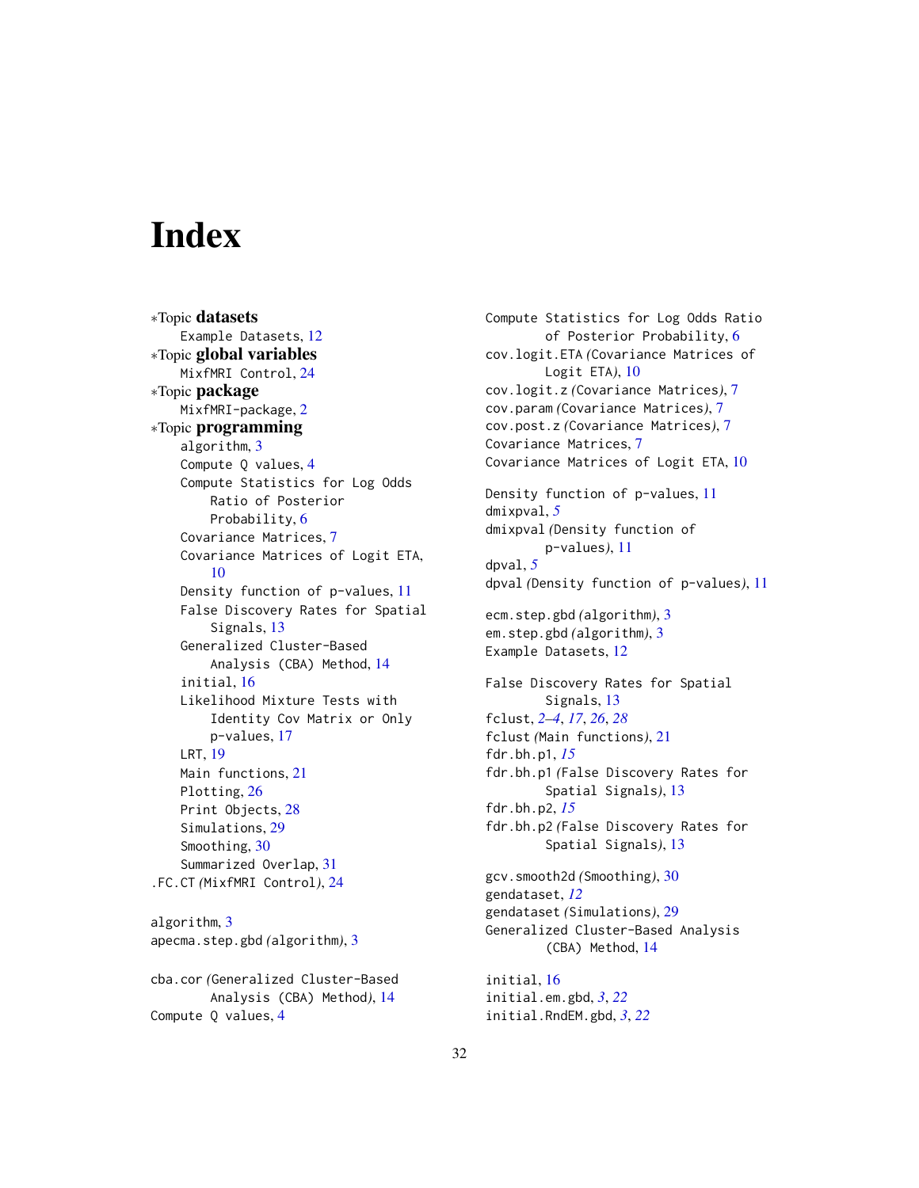# Index

*Topic **datasets**
- Example Datasets, 12

*Topic **global variables**
- MixfMRI Control, 24

*Topic **package**
- MixfMRI-package, 2

*Topic **programming**
- algorithm, 3
- Compute Q values, 4
- Compute Statistics for Log Odds Ratio of Posterior Probability, 6
- Covariance Matrices, 7
- Covariance Matrices of Logit ETA, 10
- Density function of p-values, 11
- False Discovery Rates for Spatial Signals, 13
- Generalized Cluster-Based Analysis (CBA) Method, 14
- initial, 16
- Likelihood Mixture Tests with Identity Cov Matrix or Only p-values, 17
- LRT, 19
- Main functions, 21
- Plotting, 26
- Print Objects, 28
- Simulations, 29
- Smoothing, 30
- Summarized Overlap, 31

.FC.CT *(MixfMRI Control)*, 24

algorithm, 3
apecma.step.gbd *(algorithm)*, 3

cba.cor *(Generalized Cluster-Based Analysis (CBA) Method)*, 14
Compute Q values, 4
Compute Statistics for Log Odds Ratio of Posterior Probability, 6
cov.logit.ETA *(Covariance Matrices of Logit ETA)*, 10
cov.logit.z *(Covariance Matrices)*, 7
cov.param *(Covariance Matrices)*, 7
cov.post.z *(Covariance Matrices)*, 7
Covariance Matrices, 7
Covariance Matrices of Logit ETA, 10

Density function of p-values, 11
dmixpval, *5*
dmixpval *(Density function of p-values)*, 11
dpval, *5*
dpval *(Density function of p-values)*, 11

ecm.step.gbd *(algorithm)*, 3
em.step.gbd *(algorithm)*, 3
Example Datasets, 12

False Discovery Rates for Spatial Signals, 13
fclust, *2–4*, *17*, *26*, *28*
fclust *(Main functions)*, 21
fdr.bh.p1, *15*
fdr.bh.p1 *(False Discovery Rates for Spatial Signals)*, 13
fdr.bh.p2, *15*
fdr.bh.p2 *(False Discovery Rates for Spatial Signals)*, 13

gcv.smooth2d *(Smoothing)*, 30
gendataset, *12*
gendataset *(Simulations)*, 29
Generalized Cluster-Based Analysis (CBA) Method, 14

initial, 16
initial.em.gbd, *3*, *22*
initial.RndEM.gbd, *3*, *22*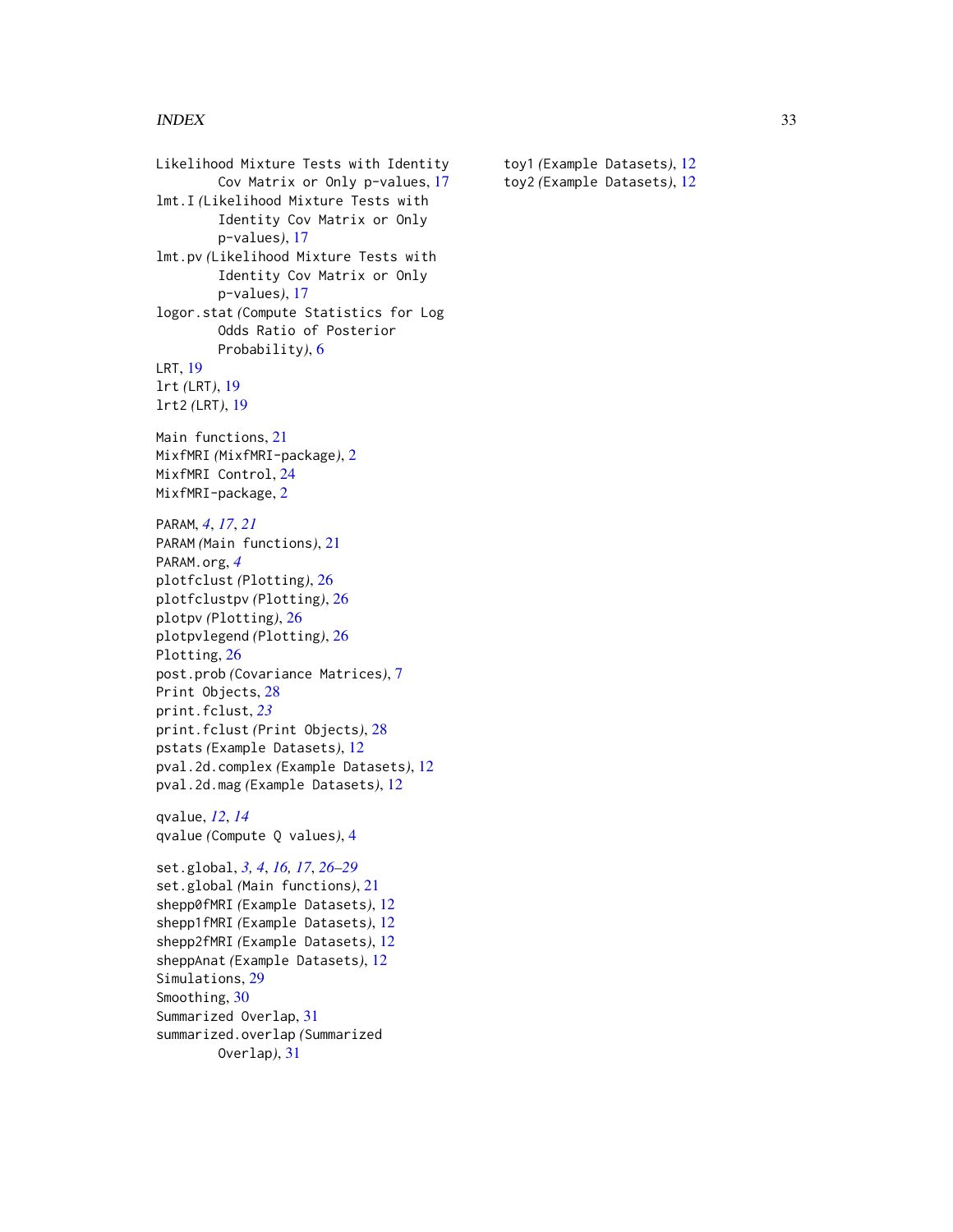Likelihood Mixture Tests with Identity Cov Matrix or Only p-values, 17
lmt.I *(*Likelihood Mixture Tests with Identity Cov Matrix or Only p-values*)*, 17
lmt.pv *(*Likelihood Mixture Tests with Identity Cov Matrix or Only p-values*)*, 17
logor.stat *(*Compute Statistics for Log Odds Ratio of Posterior Probability*)*, 6
LRT, 19
lrt *(*LRT*)*, 19
lrt2 *(*LRT*)*, 19

Main functions, 21
MixfMRI *(*MixfMRI-package*)*, 2
MixfMRI Control, 24
MixfMRI-package, 2

PARAM, *4*, *17*, *21*
PARAM *(*Main functions*)*, 21
PARAM.org, *4*
plotfclust *(*Plotting*)*, 26
plotfclustpv *(*Plotting*)*, 26
plotpv *(*Plotting*)*, 26
plotpvlegend *(*Plotting*)*, 26
Plotting, 26
post.prob *(*Covariance Matrices*)*, 7
Print Objects, 28
print.fclust, *23*
print.fclust *(*Print Objects*)*, 28
pstats *(*Example Datasets*)*, 12
pval.2d.complex *(*Example Datasets*)*, 12
pval.2d.mag *(*Example Datasets*)*, 12

qvalue, *12*, *14*
qvalue *(*Compute Q values*)*, 4

set.global, *3*, *4*, *16*, *17*, *26–29*
set.global *(*Main functions*)*, 21
shepp0fMRI *(*Example Datasets*)*, 12
shepp1fMRI *(*Example Datasets*)*, 12
shepp2fMRI *(*Example Datasets*)*, 12
sheppAnat *(*Example Datasets*)*, 12
Simulations, 29
Smoothing, 30
Summarized Overlap, 31
summarized.overlap *(*Summarized Overlap*)*, 31

toy1 *(*Example Datasets*)*, 12
toy2 *(*Example Datasets*)*, 12